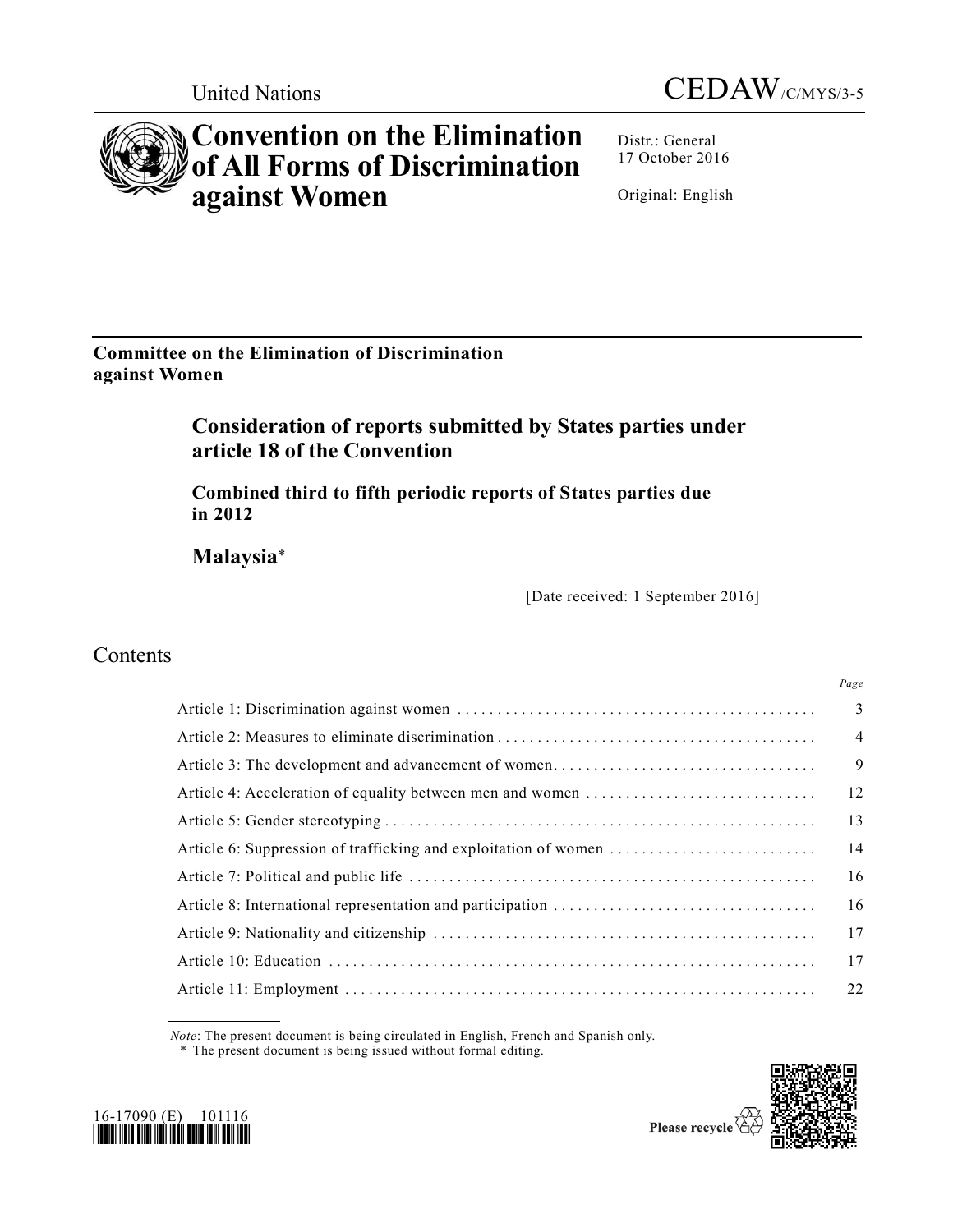United Nations

CEDAW/C/MYS/3-5

# Convention on the Elimination of All Forms of Discrimination against Women

Distr.: General
17 October 2016

Original: English

**Committee on the Elimination of Discrimination against Women**

## Consideration of reports submitted by States parties under article 18 of the Convention

### Combined third to fifth periodic reports of States parties due in 2012

### Malaysia*

[Date received: 1 September 2016]

## Contents

| | Page |
|---|---|
| Article 1: Discrimination against women | 3 |
| Article 2: Measures to eliminate discrimination | 4 |
| Article 3: The development and advancement of women | 9 |
| Article 4: Acceleration of equality between men and women | 12 |
| Article 5: Gender stereotyping | 13 |
| Article 6: Suppression of trafficking and exploitation of women | 14 |
| Article 7: Political and public life | 16 |
| Article 8: International representation and participation | 16 |
| Article 9: Nationality and citizenship | 17 |
| Article 10: Education | 17 |
| Article 11: Employment | 22 |

*Note*: The present document is being circulated in English, French and Spanish only.

\* The present document is being issued without formal editing.

16-17090 (E) 101116

Please recycle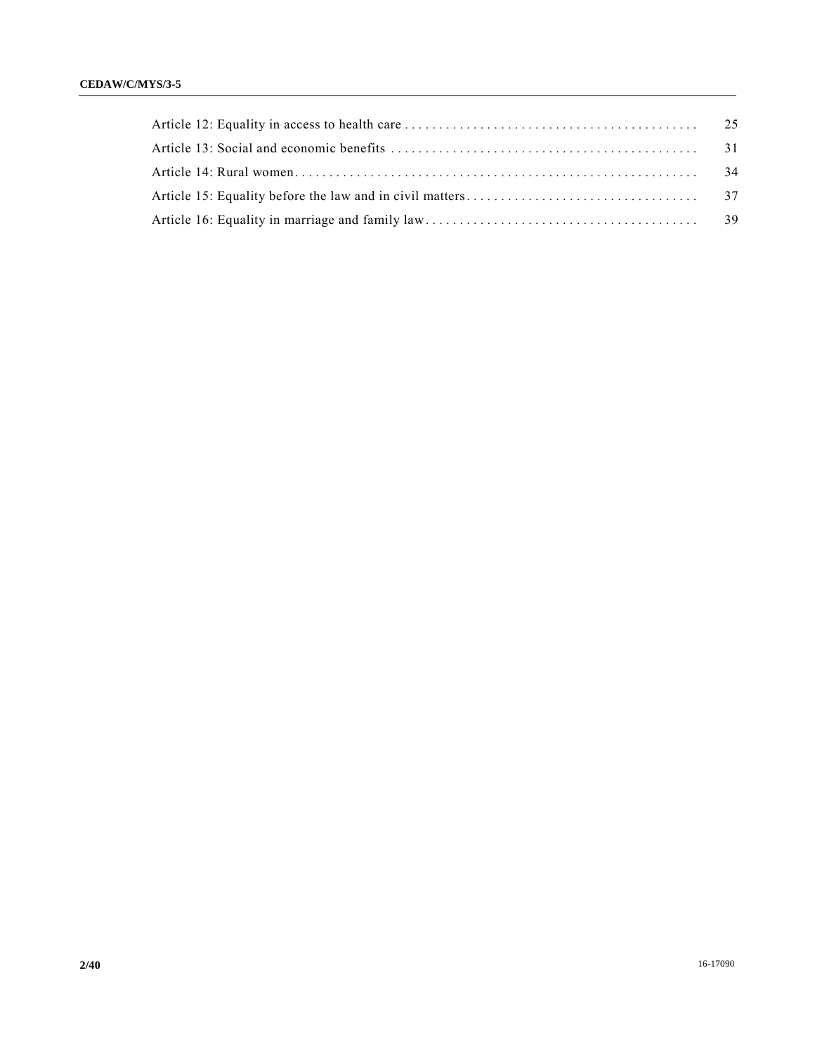| | |
|---|---|
| Article 12: Equality in access to health care | 25 |
| Article 13: Social and economic benefits | 31 |
| Article 14: Rural women | 34 |
| Article 15: Equality before the law and in civil matters | 37 |
| Article 16: Equality in marriage and family law | 39 |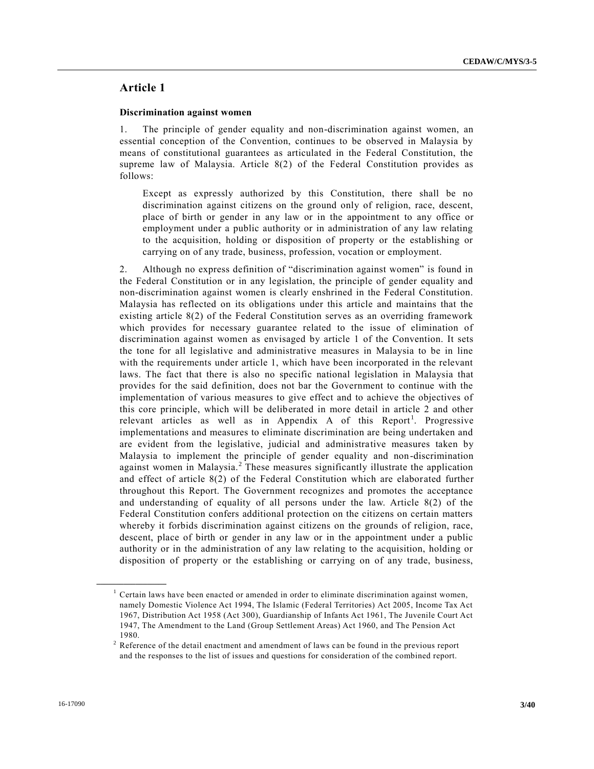## Article 1

### Discrimination against women

1. The principle of gender equality and non-discrimination against women, an essential conception of the Convention, continues to be observed in Malaysia by means of constitutional guarantees as articulated in the Federal Constitution, the supreme law of Malaysia. Article 8(2) of the Federal Constitution provides as follows:

> Except as expressly authorized by this Constitution, there shall be no discrimination against citizens on the ground only of religion, race, descent, place of birth or gender in any law or in the appointment to any office or employment under a public authority or in administration of any law relating to the acquisition, holding or disposition of property or the establishing or carrying on of any trade, business, profession, vocation or employment.

2. Although no express definition of "discrimination against women" is found in the Federal Constitution or in any legislation, the principle of gender equality and non-discrimination against women is clearly enshrined in the Federal Constitution. Malaysia has reflected on its obligations under this article and maintains that the existing article 8(2) of the Federal Constitution serves as an overriding framework which provides for necessary guarantee related to the issue of elimination of discrimination against women as envisaged by article 1 of the Convention. It sets the tone for all legislative and administrative measures in Malaysia to be in line with the requirements under article 1, which have been incorporated in the relevant laws. The fact that there is also no specific national legislation in Malaysia that provides for the said definition, does not bar the Government to continue with the implementation of various measures to give effect and to achieve the objectives of this core principle, which will be deliberated in more detail in article 2 and other relevant articles as well as in Appendix A of this Report[1]. Progressive implementations and measures to eliminate discrimination are being undertaken and are evident from the legislative, judicial and administrative measures taken by Malaysia to implement the principle of gender equality and non-discrimination against women in Malaysia.[2] These measures significantly illustrate the application and effect of article 8(2) of the Federal Constitution which are elaborated further throughout this Report. The Government recognizes and promotes the acceptance and understanding of equality of all persons under the law. Article 8(2) of the Federal Constitution confers additional protection on the citizens on certain matters whereby it forbids discrimination against citizens on the grounds of religion, race, descent, place of birth or gender in any law or in the appointment under a public authority or in the administration of any law relating to the acquisition, holding or disposition of property or the establishing or carrying on of any trade, business,

---

[1] Certain laws have been enacted or amended in order to eliminate discrimination against women, namely Domestic Violence Act 1994, The Islamic (Federal Territories) Act 2005, Income Tax Act 1967, Distribution Act 1958 (Act 300), Guardianship of Infants Act 1961, The Juvenile Court Act 1947, The Amendment to the Land (Group Settlement Areas) Act 1960, and The Pension Act 1980.

[2] Reference of the detail enactment and amendment of laws can be found in the previous report and the responses to the list of issues and questions for consideration of the combined report.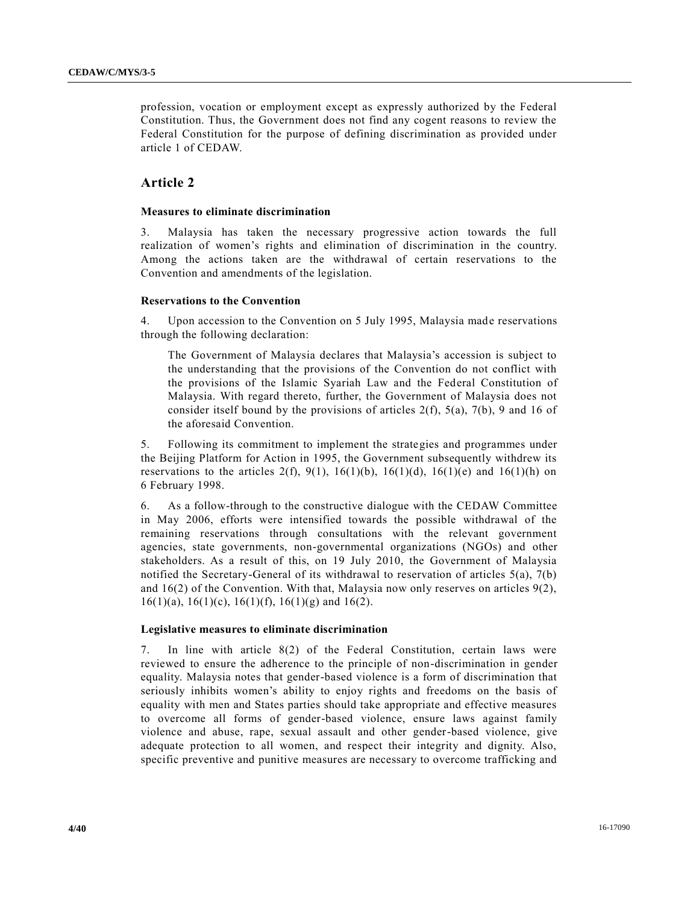profession, vocation or employment except as expressly authorized by the Federal Constitution. Thus, the Government does not find any cogent reasons to review the Federal Constitution for the purpose of defining discrimination as provided under article 1 of CEDAW.

## Article 2

### Measures to eliminate discrimination

3. Malaysia has taken the necessary progressive action towards the full realization of women's rights and elimination of discrimination in the country. Among the actions taken are the withdrawal of certain reservations to the Convention and amendments of the legislation.

### Reservations to the Convention

4. Upon accession to the Convention on 5 July 1995, Malaysia made reservations through the following declaration:

> The Government of Malaysia declares that Malaysia's accession is subject to the understanding that the provisions of the Convention do not conflict with the provisions of the Islamic Syariah Law and the Federal Constitution of Malaysia. With regard thereto, further, the Government of Malaysia does not consider itself bound by the provisions of articles 2(f), 5(a), 7(b), 9 and 16 of the aforesaid Convention.

5. Following its commitment to implement the strategies and programmes under the Beijing Platform for Action in 1995, the Government subsequently withdrew its reservations to the articles 2(f), 9(1), 16(1)(b), 16(1)(d), 16(1)(e) and 16(1)(h) on 6 February 1998.

6. As a follow-through to the constructive dialogue with the CEDAW Committee in May 2006, efforts were intensified towards the possible withdrawal of the remaining reservations through consultations with the relevant government agencies, state governments, non-governmental organizations (NGOs) and other stakeholders. As a result of this, on 19 July 2010, the Government of Malaysia notified the Secretary-General of its withdrawal to reservation of articles 5(a), 7(b) and 16(2) of the Convention. With that, Malaysia now only reserves on articles 9(2), 16(1)(a), 16(1)(c), 16(1)(f), 16(1)(g) and 16(2).

### Legislative measures to eliminate discrimination

7. In line with article 8(2) of the Federal Constitution, certain laws were reviewed to ensure the adherence to the principle of non-discrimination in gender equality. Malaysia notes that gender-based violence is a form of discrimination that seriously inhibits women's ability to enjoy rights and freedoms on the basis of equality with men and States parties should take appropriate and effective measures to overcome all forms of gender-based violence, ensure laws against family violence and abuse, rape, sexual assault and other gender-based violence, give adequate protection to all women, and respect their integrity and dignity. Also, specific preventive and punitive measures are necessary to overcome trafficking and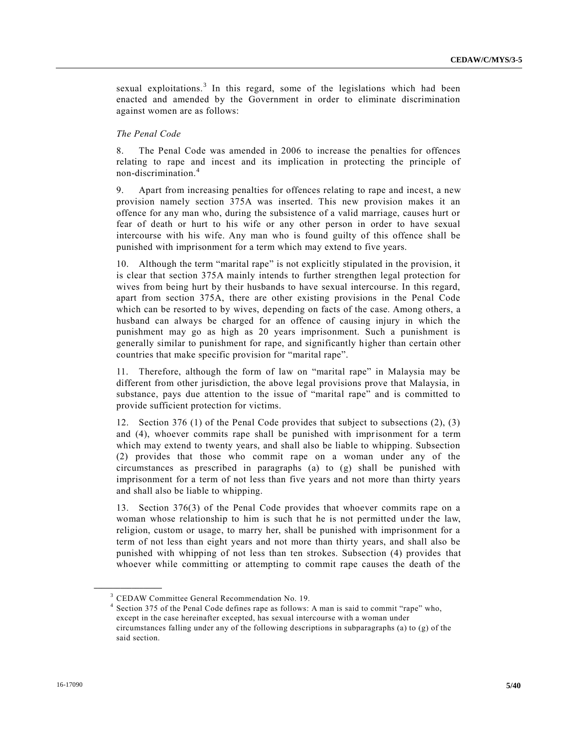sexual exploitations.[3] In this regard, some of the legislations which had been enacted and amended by the Government in order to eliminate discrimination against women are as follows:

*The Penal Code*

8. The Penal Code was amended in 2006 to increase the penalties for offences relating to rape and incest and its implication in protecting the principle of non-discrimination.[4]

9. Apart from increasing penalties for offences relating to rape and incest, a new provision namely section 375A was inserted. This new provision makes it an offence for any man who, during the subsistence of a valid marriage, causes hurt or fear of death or hurt to his wife or any other person in order to have sexual intercourse with his wife. Any man who is found guilty of this offence shall be punished with imprisonment for a term which may extend to five years.

10. Although the term "marital rape" is not explicitly stipulated in the provision, it is clear that section 375A mainly intends to further strengthen legal protection for wives from being hurt by their husbands to have sexual intercourse. In this regard, apart from section 375A, there are other existing provisions in the Penal Code which can be resorted to by wives, depending on facts of the case. Among others, a husband can always be charged for an offence of causing injury in which the punishment may go as high as 20 years imprisonment. Such a punishment is generally similar to punishment for rape, and significantly higher than certain other countries that make specific provision for "marital rape".

11. Therefore, although the form of law on "marital rape" in Malaysia may be different from other jurisdiction, the above legal provisions prove that Malaysia, in substance, pays due attention to the issue of "marital rape" and is committed to provide sufficient protection for victims.

12. Section 376 (1) of the Penal Code provides that subject to subsections (2), (3) and (4), whoever commits rape shall be punished with imprisonment for a term which may extend to twenty years, and shall also be liable to whipping. Subsection (2) provides that those who commit rape on a woman under any of the circumstances as prescribed in paragraphs (a) to (g) shall be punished with imprisonment for a term of not less than five years and not more than thirty years and shall also be liable to whipping.

13. Section 376(3) of the Penal Code provides that whoever commits rape on a woman whose relationship to him is such that he is not permitted under the law, religion, custom or usage, to marry her, shall be punished with imprisonment for a term of not less than eight years and not more than thirty years, and shall also be punished with whipping of not less than ten strokes. Subsection (4) provides that whoever while committing or attempting to commit rape causes the death of the

---

[3] CEDAW Committee General Recommendation No. 19.

[4] Section 375 of the Penal Code defines rape as follows: A man is said to commit "rape" who, except in the case hereinafter excepted, has sexual intercourse with a woman under circumstances falling under any of the following descriptions in subparagraphs (a) to (g) of the said section.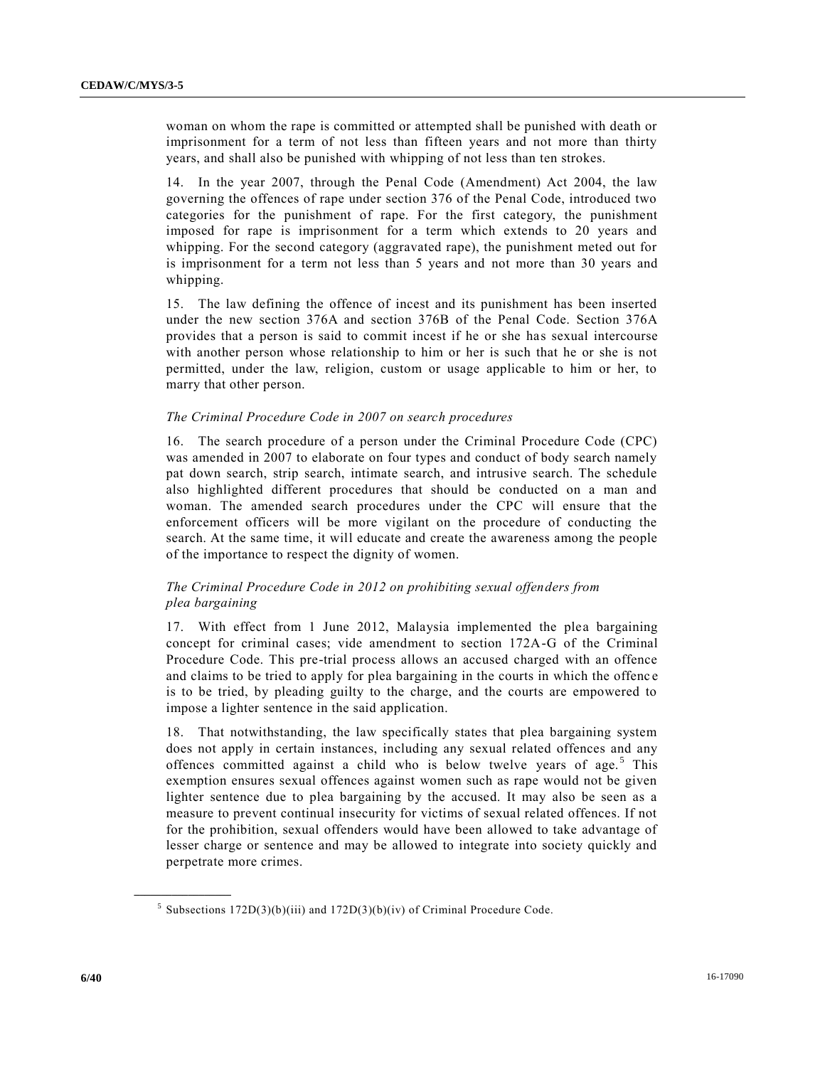woman on whom the rape is committed or attempted shall be punished with death or imprisonment for a term of not less than fifteen years and not more than thirty years, and shall also be punished with whipping of not less than ten strokes.

14. In the year 2007, through the Penal Code (Amendment) Act 2004, the law governing the offences of rape under section 376 of the Penal Code, introduced two categories for the punishment of rape. For the first category, the punishment imposed for rape is imprisonment for a term which extends to 20 years and whipping. For the second category (aggravated rape), the punishment meted out for is imprisonment for a term not less than 5 years and not more than 30 years and whipping.

15. The law defining the offence of incest and its punishment has been inserted under the new section 376A and section 376B of the Penal Code. Section 376A provides that a person is said to commit incest if he or she has sexual intercourse with another person whose relationship to him or her is such that he or she is not permitted, under the law, religion, custom or usage applicable to him or her, to marry that other person.

*The Criminal Procedure Code in 2007 on search procedures*

16. The search procedure of a person under the Criminal Procedure Code (CPC) was amended in 2007 to elaborate on four types and conduct of body search namely pat down search, strip search, intimate search, and intrusive search. The schedule also highlighted different procedures that should be conducted on a man and woman. The amended search procedures under the CPC will ensure that the enforcement officers will be more vigilant on the procedure of conducting the search. At the same time, it will educate and create the awareness among the people of the importance to respect the dignity of women.

*The Criminal Procedure Code in 2012 on prohibiting sexual offenders from plea bargaining*

17. With effect from 1 June 2012, Malaysia implemented the plea bargaining concept for criminal cases; vide amendment to section 172A-G of the Criminal Procedure Code. This pre-trial process allows an accused charged with an offence and claims to be tried to apply for plea bargaining in the courts in which the offence is to be tried, by pleading guilty to the charge, and the courts are empowered to impose a lighter sentence in the said application.

18. That notwithstanding, the law specifically states that plea bargaining system does not apply in certain instances, including any sexual related offences and any offences committed against a child who is below twelve years of age.[5] This exemption ensures sexual offences against women such as rape would not be given lighter sentence due to plea bargaining by the accused. It may also be seen as a measure to prevent continual insecurity for victims of sexual related offences. If not for the prohibition, sexual offenders would have been allowed to take advantage of lesser charge or sentence and may be allowed to integrate into society quickly and perpetrate more crimes.

[5] Subsections 172D(3)(b)(iii) and 172D(3)(b)(iv) of Criminal Procedure Code.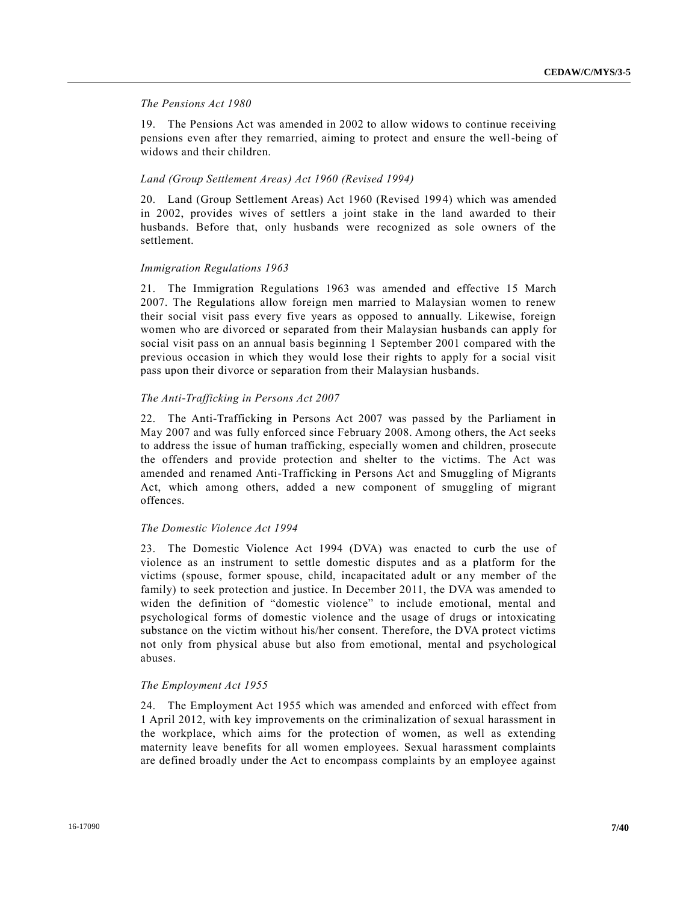*The Pensions Act 1980*

19. The Pensions Act was amended in 2002 to allow widows to continue receiving pensions even after they remarried, aiming to protect and ensure the well-being of widows and their children.

*Land (Group Settlement Areas) Act 1960 (Revised 1994)*

20. Land (Group Settlement Areas) Act 1960 (Revised 1994) which was amended in 2002, provides wives of settlers a joint stake in the land awarded to their husbands. Before that, only husbands were recognized as sole owners of the settlement.

*Immigration Regulations 1963*

21. The Immigration Regulations 1963 was amended and effective 15 March 2007. The Regulations allow foreign men married to Malaysian women to renew their social visit pass every five years as opposed to annually. Likewise, foreign women who are divorced or separated from their Malaysian husbands can apply for social visit pass on an annual basis beginning 1 September 2001 compared with the previous occasion in which they would lose their rights to apply for a social visit pass upon their divorce or separation from their Malaysian husbands.

*The Anti-Trafficking in Persons Act 2007*

22. The Anti-Trafficking in Persons Act 2007 was passed by the Parliament in May 2007 and was fully enforced since February 2008. Among others, the Act seeks to address the issue of human trafficking, especially women and children, prosecute the offenders and provide protection and shelter to the victims. The Act was amended and renamed Anti-Trafficking in Persons Act and Smuggling of Migrants Act, which among others, added a new component of smuggling of migrant offences.

*The Domestic Violence Act 1994*

23. The Domestic Violence Act 1994 (DVA) was enacted to curb the use of violence as an instrument to settle domestic disputes and as a platform for the victims (spouse, former spouse, child, incapacitated adult or any member of the family) to seek protection and justice. In December 2011, the DVA was amended to widen the definition of "domestic violence" to include emotional, mental and psychological forms of domestic violence and the usage of drugs or intoxicating substance on the victim without his/her consent. Therefore, the DVA protect victims not only from physical abuse but also from emotional, mental and psychological abuses.

*The Employment Act 1955*

24. The Employment Act 1955 which was amended and enforced with effect from 1 April 2012, with key improvements on the criminalization of sexual harassment in the workplace, which aims for the protection of women, as well as extending maternity leave benefits for all women employees. Sexual harassment complaints are defined broadly under the Act to encompass complaints by an employee against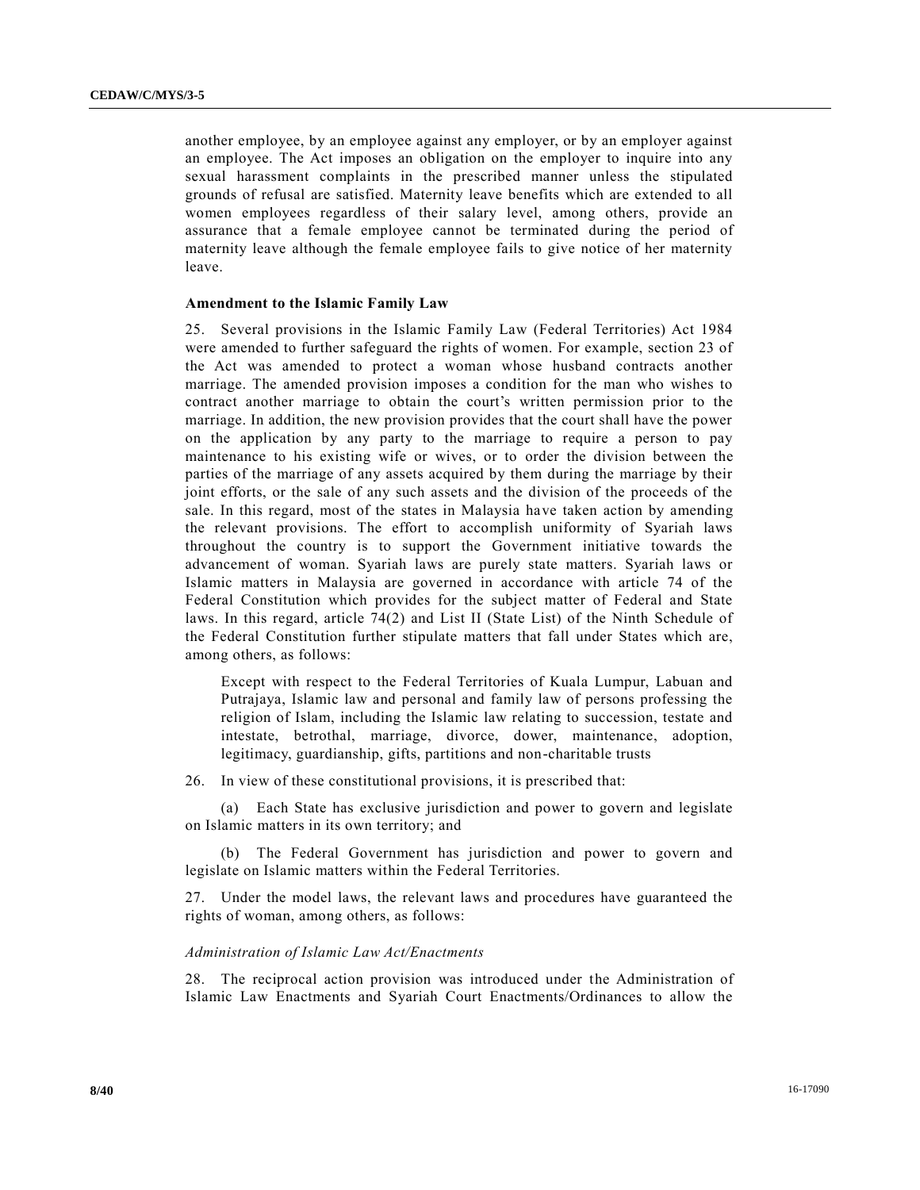another employee, by an employee against any employer, or by an employer against an employee. The Act imposes an obligation on the employer to inquire into any sexual harassment complaints in the prescribed manner unless the stipulated grounds of refusal are satisfied. Maternity leave benefits which are extended to all women employees regardless of their salary level, among others, provide an assurance that a female employee cannot be terminated during the period of maternity leave although the female employee fails to give notice of her maternity leave.

**Amendment to the Islamic Family Law**

25. Several provisions in the Islamic Family Law (Federal Territories) Act 1984 were amended to further safeguard the rights of women. For example, section 23 of the Act was amended to protect a woman whose husband contracts another marriage. The amended provision imposes a condition for the man who wishes to contract another marriage to obtain the court's written permission prior to the marriage. In addition, the new provision provides that the court shall have the power on the application by any party to the marriage to require a person to pay maintenance to his existing wife or wives, or to order the division between the parties of the marriage of any assets acquired by them during the marriage by their joint efforts, or the sale of any such assets and the division of the proceeds of the sale. In this regard, most of the states in Malaysia have taken action by amending the relevant provisions. The effort to accomplish uniformity of Syariah laws throughout the country is to support the Government initiative towards the advancement of woman. Syariah laws are purely state matters. Syariah laws or Islamic matters in Malaysia are governed in accordance with article 74 of the Federal Constitution which provides for the subject matter of Federal and State laws. In this regard, article 74(2) and List II (State List) of the Ninth Schedule of the Federal Constitution further stipulate matters that fall under States which are, among others, as follows:

> Except with respect to the Federal Territories of Kuala Lumpur, Labuan and Putrajaya, Islamic law and personal and family law of persons professing the religion of Islam, including the Islamic law relating to succession, testate and intestate, betrothal, marriage, divorce, dower, maintenance, adoption, legitimacy, guardianship, gifts, partitions and non-charitable trusts

26. In view of these constitutional provisions, it is prescribed that:

(a) Each State has exclusive jurisdiction and power to govern and legislate on Islamic matters in its own territory; and

(b) The Federal Government has jurisdiction and power to govern and legislate on Islamic matters within the Federal Territories.

27. Under the model laws, the relevant laws and procedures have guaranteed the rights of woman, among others, as follows:

*Administration of Islamic Law Act/Enactments*

28. The reciprocal action provision was introduced under the Administration of Islamic Law Enactments and Syariah Court Enactments/Ordinances to allow the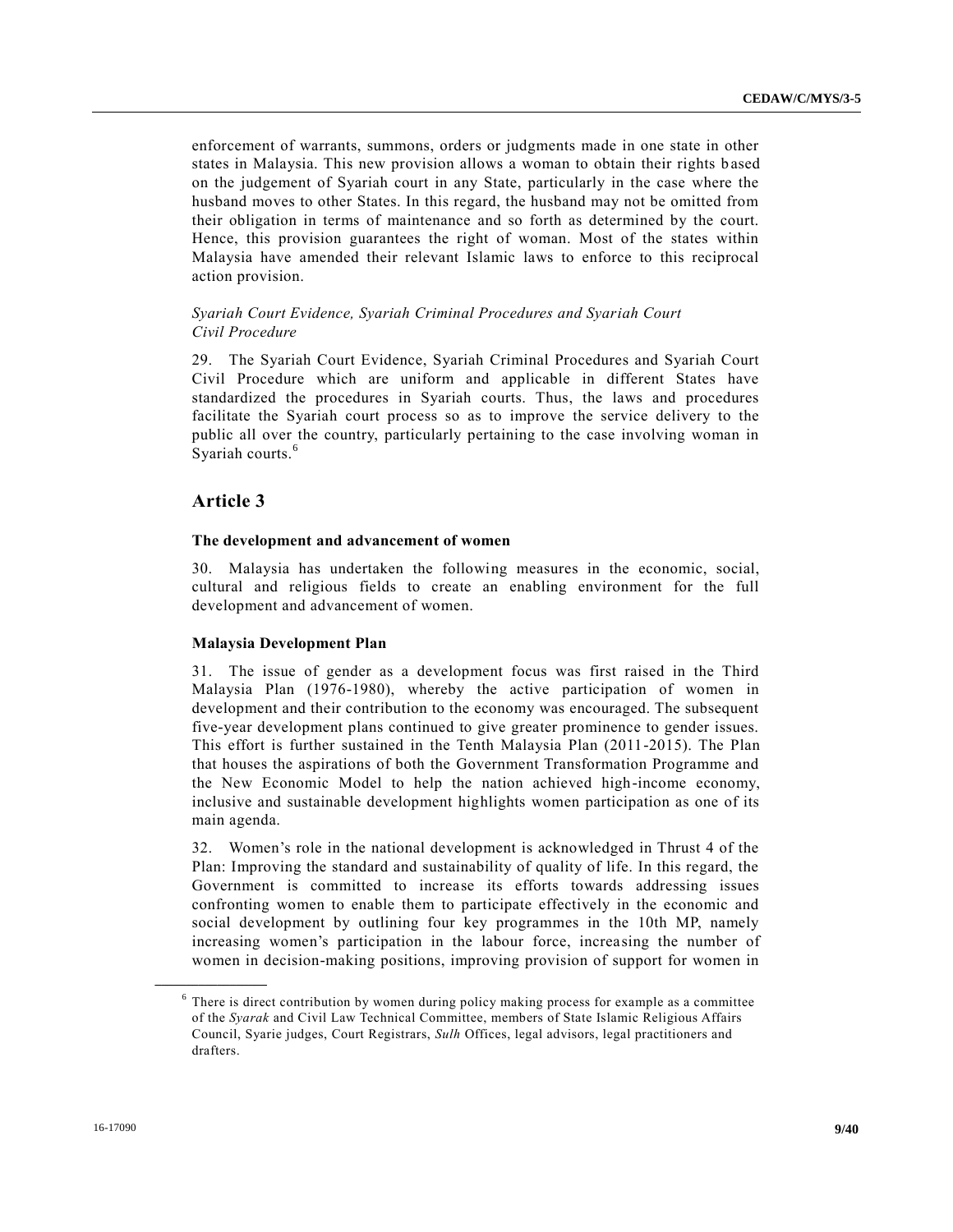enforcement of warrants, summons, orders or judgments made in one state in other states in Malaysia. This new provision allows a woman to obtain their rights based on the judgement of Syariah court in any State, particularly in the case where the husband moves to other States. In this regard, the husband may not be omitted from their obligation in terms of maintenance and so forth as determined by the court. Hence, this provision guarantees the right of woman. Most of the states within Malaysia have amended their relevant Islamic laws to enforce to this reciprocal action provision.

*Syariah Court Evidence, Syariah Criminal Procedures and Syariah Court Civil Procedure*

29. The Syariah Court Evidence, Syariah Criminal Procedures and Syariah Court Civil Procedure which are uniform and applicable in different States have standardized the procedures in Syariah courts. Thus, the laws and procedures facilitate the Syariah court process so as to improve the service delivery to the public all over the country, particularly pertaining to the case involving woman in Syariah courts.[6]

## Article 3

### The development and advancement of women

30. Malaysia has undertaken the following measures in the economic, social, cultural and religious fields to create an enabling environment for the full development and advancement of women.

### Malaysia Development Plan

31. The issue of gender as a development focus was first raised in the Third Malaysia Plan (1976-1980), whereby the active participation of women in development and their contribution to the economy was encouraged. The subsequent five-year development plans continued to give greater prominence to gender issues. This effort is further sustained in the Tenth Malaysia Plan (2011-2015). The Plan that houses the aspirations of both the Government Transformation Programme and the New Economic Model to help the nation achieved high-income economy, inclusive and sustainable development highlights women participation as one of its main agenda.

32. Women's role in the national development is acknowledged in Thrust 4 of the Plan: Improving the standard and sustainability of quality of life. In this regard, the Government is committed to increase its efforts towards addressing issues confronting women to enable them to participate effectively in the economic and social development by outlining four key programmes in the 10th MP, namely increasing women's participation in the labour force, increasing the number of women in decision-making positions, improving provision of support for women in

---

[6] There is direct contribution by women during policy making process for example as a committee of the *Syarak* and Civil Law Technical Committee, members of State Islamic Religious Affairs Council, Syarie judges, Court Registrars, *Sulh* Offices, legal advisors, legal practitioners and drafters.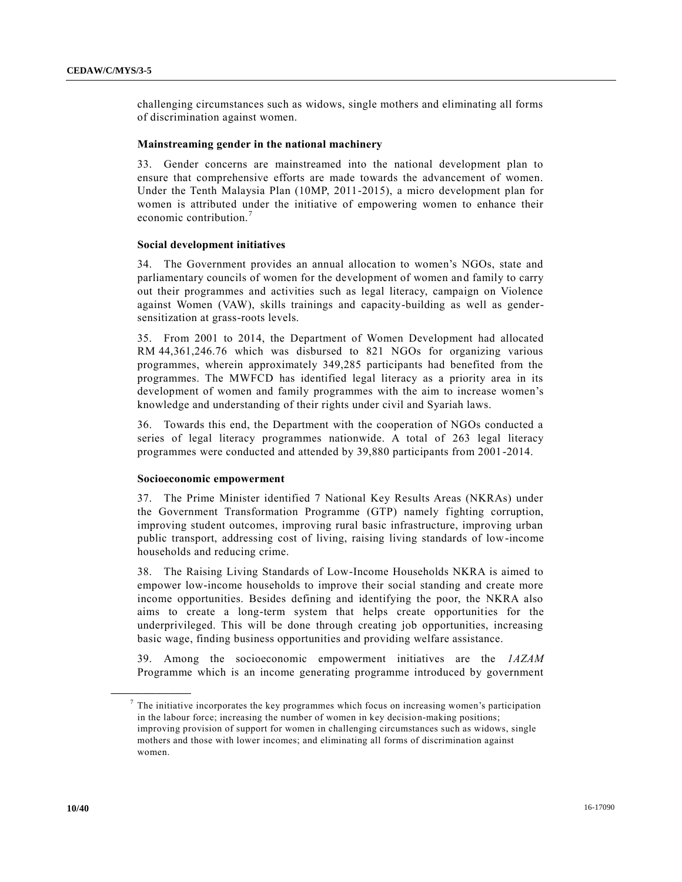challenging circumstances such as widows, single mothers and eliminating all forms of discrimination against women.

### Mainstreaming gender in the national machinery

33. Gender concerns are mainstreamed into the national development plan to ensure that comprehensive efforts are made towards the advancement of women. Under the Tenth Malaysia Plan (10MP, 2011-2015), a micro development plan for women is attributed under the initiative of empowering women to enhance their economic contribution.[7]

### Social development initiatives

34. The Government provides an annual allocation to women's NGOs, state and parliamentary councils of women for the development of women and family to carry out their programmes and activities such as legal literacy, campaign on Violence against Women (VAW), skills trainings and capacity-building as well as gender-sensitization at grass-roots levels.

35. From 2001 to 2014, the Department of Women Development had allocated RM 44,361,246.76 which was disbursed to 821 NGOs for organizing various programmes, wherein approximately 349,285 participants had benefited from the programmes. The MWFCD has identified legal literacy as a priority area in its development of women and family programmes with the aim to increase women's knowledge and understanding of their rights under civil and Syariah laws.

36. Towards this end, the Department with the cooperation of NGOs conducted a series of legal literacy programmes nationwide. A total of 263 legal literacy programmes were conducted and attended by 39,880 participants from 2001-2014.

### Socioeconomic empowerment

37. The Prime Minister identified 7 National Key Results Areas (NKRAs) under the Government Transformation Programme (GTP) namely fighting corruption, improving student outcomes, improving rural basic infrastructure, improving urban public transport, addressing cost of living, raising living standards of low-income households and reducing crime.

38. The Raising Living Standards of Low-Income Households NKRA is aimed to empower low-income households to improve their social standing and create more income opportunities. Besides defining and identifying the poor, the NKRA also aims to create a long-term system that helps create opportunities for the underprivileged. This will be done through creating job opportunities, increasing basic wage, finding business opportunities and providing welfare assistance.

39. Among the socioeconomic empowerment initiatives are the *1AZAM* Programme which is an income generating programme introduced by government

---

[7] The initiative incorporates the key programmes which focus on increasing women's participation in the labour force; increasing the number of women in key decision-making positions; improving provision of support for women in challenging circumstances such as widows, single mothers and those with lower incomes; and eliminating all forms of discrimination against women.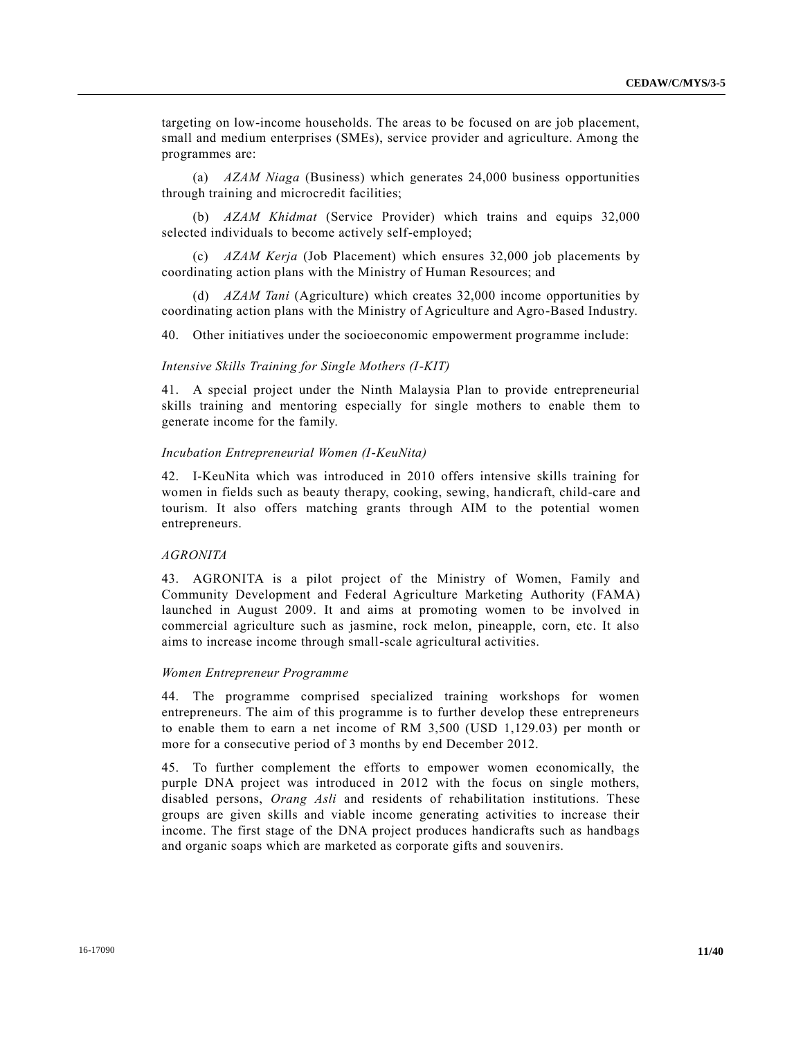targeting on low-income households. The areas to be focused on are job placement, small and medium enterprises (SMEs), service provider and agriculture. Among the programmes are:

(a) *AZAM Niaga* (Business) which generates 24,000 business opportunities through training and microcredit facilities;

(b) *AZAM Khidmat* (Service Provider) which trains and equips 32,000 selected individuals to become actively self-employed;

(c) *AZAM Kerja* (Job Placement) which ensures 32,000 job placements by coordinating action plans with the Ministry of Human Resources; and

(d) *AZAM Tani* (Agriculture) which creates 32,000 income opportunities by coordinating action plans with the Ministry of Agriculture and Agro-Based Industry.

40. Other initiatives under the socioeconomic empowerment programme include:

*Intensive Skills Training for Single Mothers (I-KIT)*

41. A special project under the Ninth Malaysia Plan to provide entrepreneurial skills training and mentoring especially for single mothers to enable them to generate income for the family.

*Incubation Entrepreneurial Women (I-KeuNita)*

42. I-KeuNita which was introduced in 2010 offers intensive skills training for women in fields such as beauty therapy, cooking, sewing, handicraft, child-care and tourism. It also offers matching grants through AIM to the potential women entrepreneurs.

*AGRONITA*

43. AGRONITA is a pilot project of the Ministry of Women, Family and Community Development and Federal Agriculture Marketing Authority (FAMA) launched in August 2009. It and aims at promoting women to be involved in commercial agriculture such as jasmine, rock melon, pineapple, corn, etc. It also aims to increase income through small-scale agricultural activities.

*Women Entrepreneur Programme*

44. The programme comprised specialized training workshops for women entrepreneurs. The aim of this programme is to further develop these entrepreneurs to enable them to earn a net income of RM 3,500 (USD 1,129.03) per month or more for a consecutive period of 3 months by end December 2012.

45. To further complement the efforts to empower women economically, the purple DNA project was introduced in 2012 with the focus on single mothers, disabled persons, *Orang Asli* and residents of rehabilitation institutions. These groups are given skills and viable income generating activities to increase their income. The first stage of the DNA project produces handicrafts such as handbags and organic soaps which are marketed as corporate gifts and souvenirs.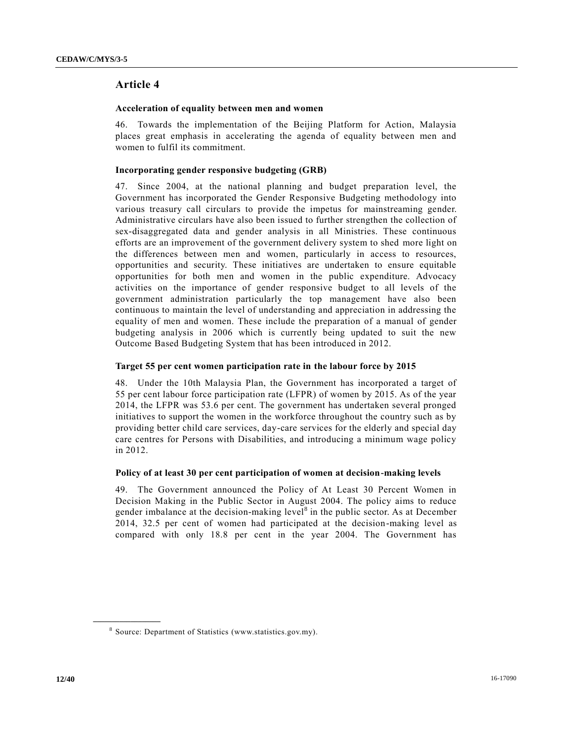## Article 4

### Acceleration of equality between men and women

46. Towards the implementation of the Beijing Platform for Action, Malaysia places great emphasis in accelerating the agenda of equality between men and women to fulfil its commitment.

### Incorporating gender responsive budgeting (GRB)

47. Since 2004, at the national planning and budget preparation level, the Government has incorporated the Gender Responsive Budgeting methodology into various treasury call circulars to provide the impetus for mainstreaming gender. Administrative circulars have also been issued to further strengthen the collection of sex-disaggregated data and gender analysis in all Ministries. These continuous efforts are an improvement of the government delivery system to shed more light on the differences between men and women, particularly in access to resources, opportunities and security. These initiatives are undertaken to ensure equitable opportunities for both men and women in the public expenditure. Advocacy activities on the importance of gender responsive budget to all levels of the government administration particularly the top management have also been continuous to maintain the level of understanding and appreciation in addressing the equality of men and women. These include the preparation of a manual of gender budgeting analysis in 2006 which is currently being updated to suit the new Outcome Based Budgeting System that has been introduced in 2012.

### Target 55 per cent women participation rate in the labour force by 2015

48. Under the 10th Malaysia Plan, the Government has incorporated a target of 55 per cent labour force participation rate (LFPR) of women by 2015. As of the year 2014, the LFPR was 53.6 per cent. The government has undertaken several pronged initiatives to support the women in the workforce throughout the country such as by providing better child care services, day-care services for the elderly and special day care centres for Persons with Disabilities, and introducing a minimum wage policy in 2012.

### Policy of at least 30 per cent participation of women at decision-making levels

49. The Government announced the Policy of At Least 30 Percent Women in Decision Making in the Public Sector in August 2004. The policy aims to reduce gender imbalance at the decision-making level[8] in the public sector. As at December 2014, 32.5 per cent of women had participated at the decision-making level as compared with only 18.8 per cent in the year 2004. The Government has

[8] Source: Department of Statistics (www.statistics.gov.my).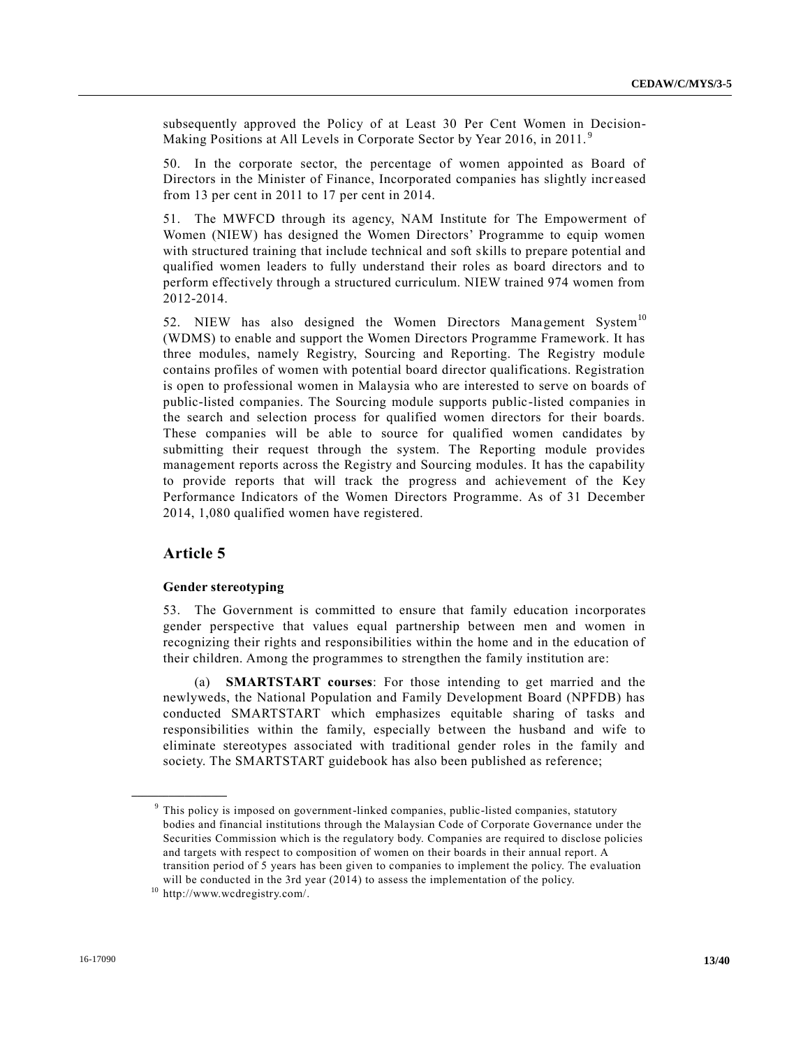subsequently approved the Policy of at Least 30 Per Cent Women in Decision-Making Positions at All Levels in Corporate Sector by Year 2016, in 2011.[9]

50. In the corporate sector, the percentage of women appointed as Board of Directors in the Minister of Finance, Incorporated companies has slightly increased from 13 per cent in 2011 to 17 per cent in 2014.

51. The MWFCD through its agency, NAM Institute for The Empowerment of Women (NIEW) has designed the Women Directors' Programme to equip women with structured training that include technical and soft skills to prepare potential and qualified women leaders to fully understand their roles as board directors and to perform effectively through a structured curriculum. NIEW trained 974 women from 2012-2014.

52. NIEW has also designed the Women Directors Management System[10] (WDMS) to enable and support the Women Directors Programme Framework. It has three modules, namely Registry, Sourcing and Reporting. The Registry module contains profiles of women with potential board director qualifications. Registration is open to professional women in Malaysia who are interested to serve on boards of public-listed companies. The Sourcing module supports public-listed companies in the search and selection process for qualified women directors for their boards. These companies will be able to source for qualified women candidates by submitting their request through the system. The Reporting module provides management reports across the Registry and Sourcing modules. It has the capability to provide reports that will track the progress and achievement of the Key Performance Indicators of the Women Directors Programme. As of 31 December 2014, 1,080 qualified women have registered.

## Article 5

### Gender stereotyping

53. The Government is committed to ensure that family education incorporates gender perspective that values equal partnership between men and women in recognizing their rights and responsibilities within the home and in the education of their children. Among the programmes to strengthen the family institution are:

(a) **SMARTSTART courses**: For those intending to get married and the newlyweds, the National Population and Family Development Board (NPFDB) has conducted SMARTSTART which emphasizes equitable sharing of tasks and responsibilities within the family, especially between the husband and wife to eliminate stereotypes associated with traditional gender roles in the family and society. The SMARTSTART guidebook has also been published as reference;

---

[9] This policy is imposed on government-linked companies, public-listed companies, statutory bodies and financial institutions through the Malaysian Code of Corporate Governance under the Securities Commission which is the regulatory body. Companies are required to disclose policies and targets with respect to composition of women on their boards in their annual report. A transition period of 5 years has been given to companies to implement the policy. The evaluation will be conducted in the 3rd year (2014) to assess the implementation of the policy.

[10] http://www.wcdregistry.com/.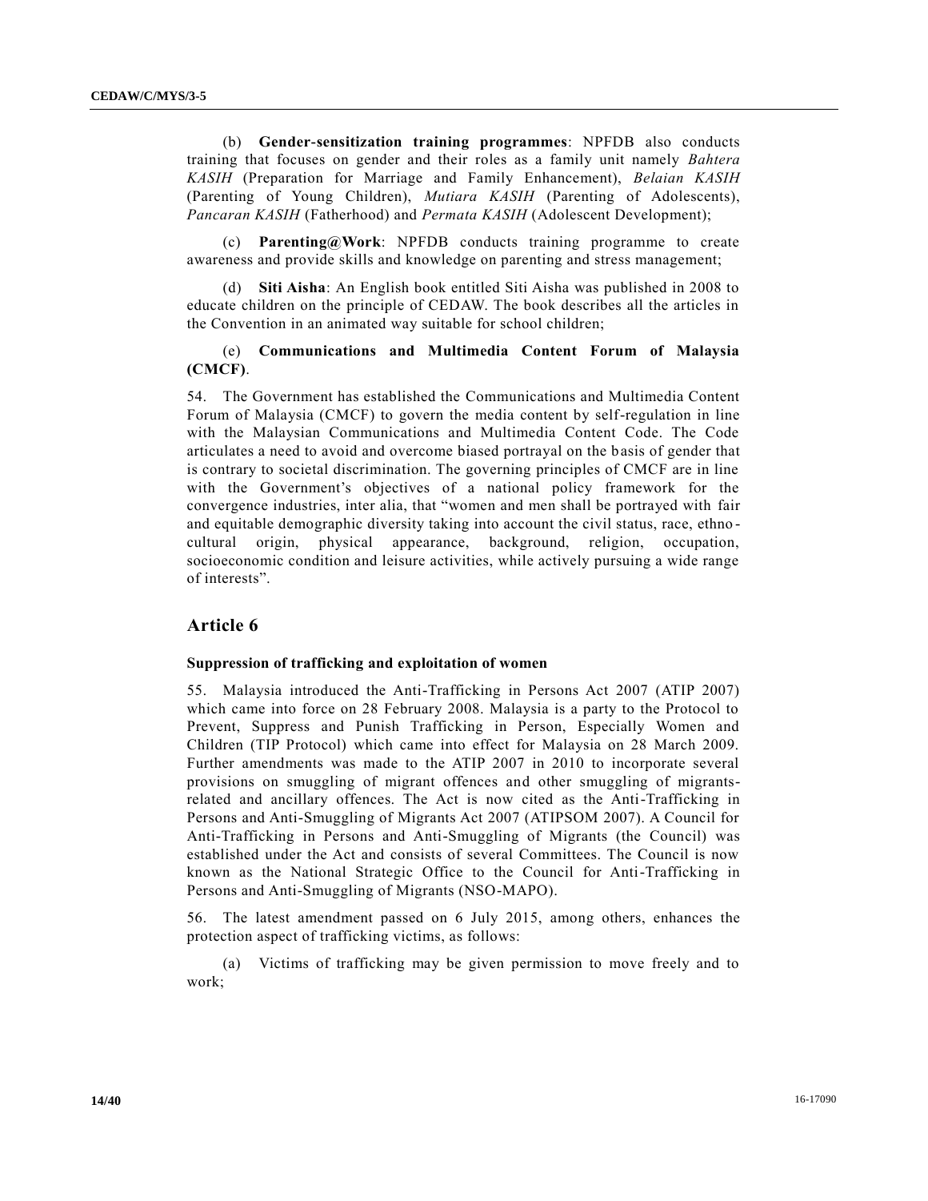(b) **Gender-sensitization training programmes**: NPFDB also conducts training that focuses on gender and their roles as a family unit namely *Bahtera KASIH* (Preparation for Marriage and Family Enhancement), *Belaian KASIH* (Parenting of Young Children), *Mutiara KASIH* (Parenting of Adolescents), *Pancaran KASIH* (Fatherhood) and *Permata KASIH* (Adolescent Development);

(c) **Parenting@Work**: NPFDB conducts training programme to create awareness and provide skills and knowledge on parenting and stress management;

(d) **Siti Aisha**: An English book entitled Siti Aisha was published in 2008 to educate children on the principle of CEDAW. The book describes all the articles in the Convention in an animated way suitable for school children;

(e) **Communications and Multimedia Content Forum of Malaysia (CMCF)**.

54. The Government has established the Communications and Multimedia Content Forum of Malaysia (CMCF) to govern the media content by self-regulation in line with the Malaysian Communications and Multimedia Content Code. The Code articulates a need to avoid and overcome biased portrayal on the basis of gender that is contrary to societal discrimination. The governing principles of CMCF are in line with the Government's objectives of a national policy framework for the convergence industries, inter alia, that "women and men shall be portrayed with fair and equitable demographic diversity taking into account the civil status, race, ethno-cultural origin, physical appearance, background, religion, occupation, socioeconomic condition and leisure activities, while actively pursuing a wide range of interests".

## Article 6

### Suppression of trafficking and exploitation of women

55. Malaysia introduced the Anti-Trafficking in Persons Act 2007 (ATIP 2007) which came into force on 28 February 2008. Malaysia is a party to the Protocol to Prevent, Suppress and Punish Trafficking in Person, Especially Women and Children (TIP Protocol) which came into effect for Malaysia on 28 March 2009. Further amendments was made to the ATIP 2007 in 2010 to incorporate several provisions on smuggling of migrant offences and other smuggling of migrants-related and ancillary offences. The Act is now cited as the Anti-Trafficking in Persons and Anti-Smuggling of Migrants Act 2007 (ATIPSOM 2007). A Council for Anti-Trafficking in Persons and Anti-Smuggling of Migrants (the Council) was established under the Act and consists of several Committees. The Council is now known as the National Strategic Office to the Council for Anti-Trafficking in Persons and Anti-Smuggling of Migrants (NSO-MAPO).

56. The latest amendment passed on 6 July 2015, among others, enhances the protection aspect of trafficking victims, as follows:

(a) Victims of trafficking may be given permission to move freely and to work;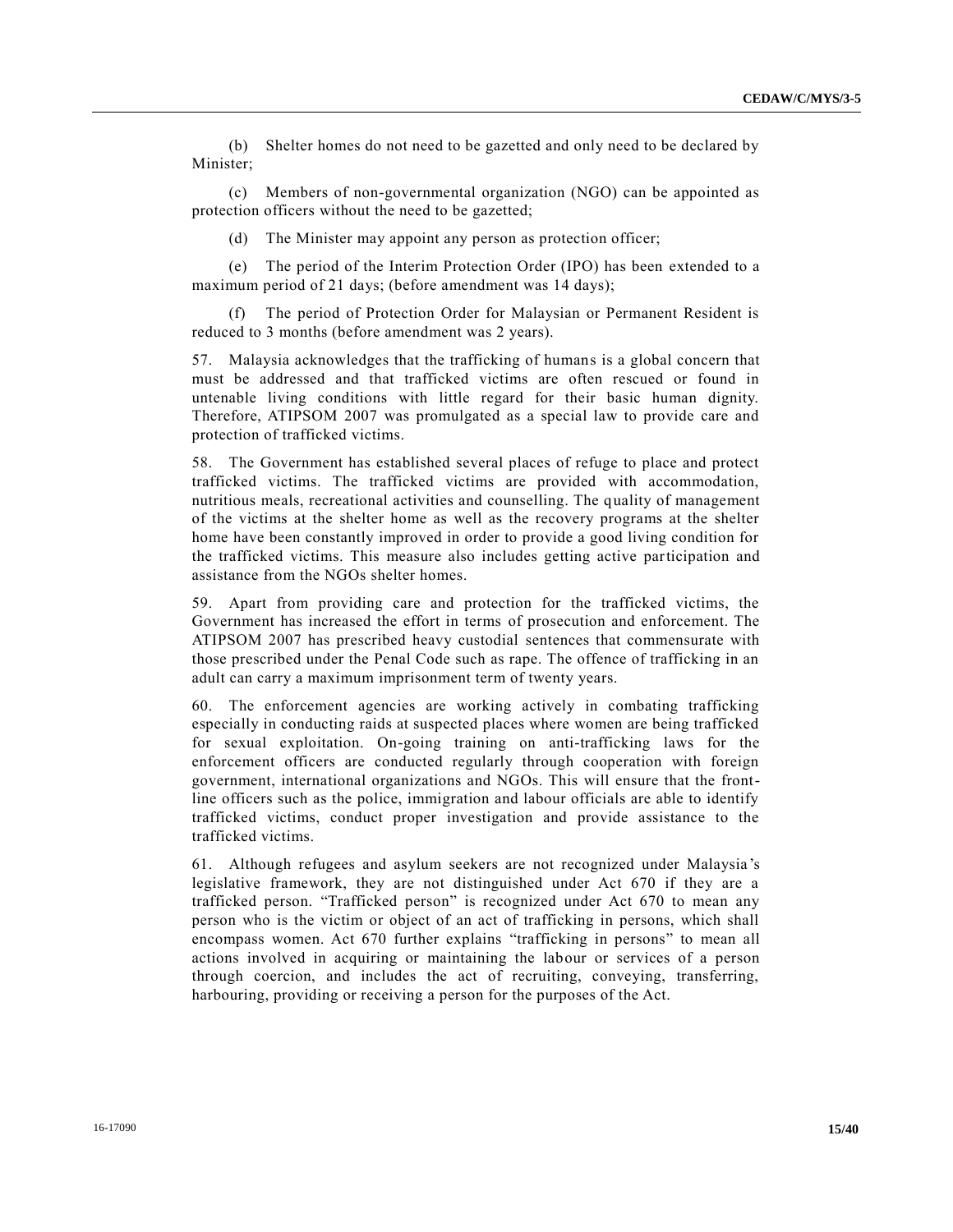(b) Shelter homes do not need to be gazetted and only need to be declared by Minister;

(c) Members of non-governmental organization (NGO) can be appointed as protection officers without the need to be gazetted;

(d) The Minister may appoint any person as protection officer;

(e) The period of the Interim Protection Order (IPO) has been extended to a maximum period of 21 days; (before amendment was 14 days);

(f) The period of Protection Order for Malaysian or Permanent Resident is reduced to 3 months (before amendment was 2 years).

57. Malaysia acknowledges that the trafficking of humans is a global concern that must be addressed and that trafficked victims are often rescued or found in untenable living conditions with little regard for their basic human dignity. Therefore, ATIPSOM 2007 was promulgated as a special law to provide care and protection of trafficked victims.

58. The Government has established several places of refuge to place and protect trafficked victims. The trafficked victims are provided with accommodation, nutritious meals, recreational activities and counselling. The quality of management of the victims at the shelter home as well as the recovery programs at the shelter home have been constantly improved in order to provide a good living condition for the trafficked victims. This measure also includes getting active participation and assistance from the NGOs shelter homes.

59. Apart from providing care and protection for the trafficked victims, the Government has increased the effort in terms of prosecution and enforcement. The ATIPSOM 2007 has prescribed heavy custodial sentences that commensurate with those prescribed under the Penal Code such as rape. The offence of trafficking in an adult can carry a maximum imprisonment term of twenty years.

60. The enforcement agencies are working actively in combating trafficking especially in conducting raids at suspected places where women are being trafficked for sexual exploitation. On-going training on anti-trafficking laws for the enforcement officers are conducted regularly through cooperation with foreign government, international organizations and NGOs. This will ensure that the front-line officers such as the police, immigration and labour officials are able to identify trafficked victims, conduct proper investigation and provide assistance to the trafficked victims.

61. Although refugees and asylum seekers are not recognized under Malaysia's legislative framework, they are not distinguished under Act 670 if they are a trafficked person. "Trafficked person" is recognized under Act 670 to mean any person who is the victim or object of an act of trafficking in persons, which shall encompass women. Act 670 further explains "trafficking in persons" to mean all actions involved in acquiring or maintaining the labour or services of a person through coercion, and includes the act of recruiting, conveying, transferring, harbouring, providing or receiving a person for the purposes of the Act.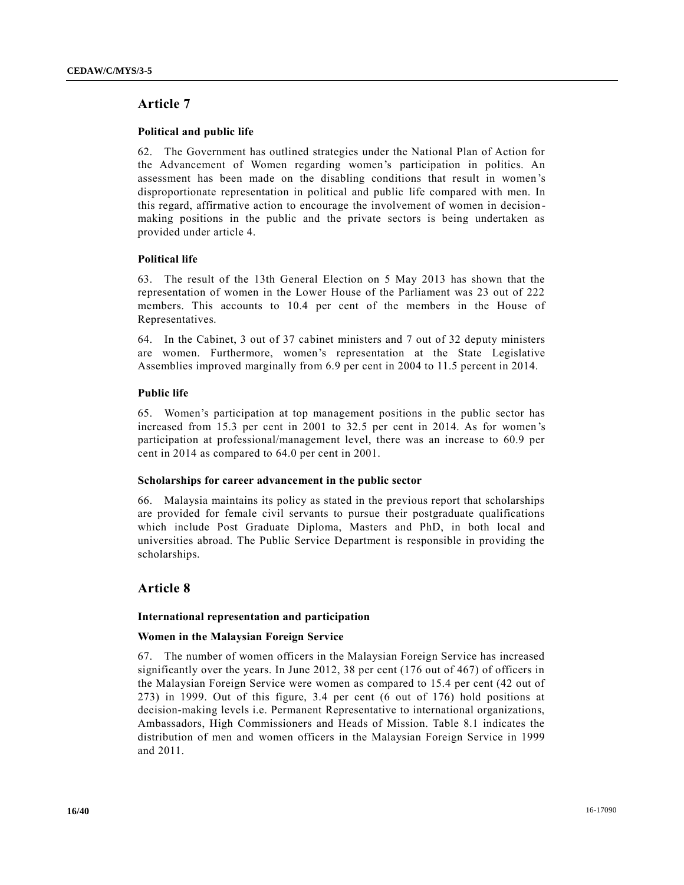## Article 7

### Political and public life

62. The Government has outlined strategies under the National Plan of Action for the Advancement of Women regarding women's participation in politics. An assessment has been made on the disabling conditions that result in women's disproportionate representation in political and public life compared with men. In this regard, affirmative action to encourage the involvement of women in decision-making positions in the public and the private sectors is being undertaken as provided under article 4.

### Political life

63. The result of the 13th General Election on 5 May 2013 has shown that the representation of women in the Lower House of the Parliament was 23 out of 222 members. This accounts to 10.4 per cent of the members in the House of Representatives.

64. In the Cabinet, 3 out of 37 cabinet ministers and 7 out of 32 deputy ministers are women. Furthermore, women's representation at the State Legislative Assemblies improved marginally from 6.9 per cent in 2004 to 11.5 percent in 2014.

### Public life

65. Women's participation at top management positions in the public sector has increased from 15.3 per cent in 2001 to 32.5 per cent in 2014. As for women's participation at professional/management level, there was an increase to 60.9 per cent in 2014 as compared to 64.0 per cent in 2001.

#### Scholarships for career advancement in the public sector

66. Malaysia maintains its policy as stated in the previous report that scholarships are provided for female civil servants to pursue their postgraduate qualifications which include Post Graduate Diploma, Masters and PhD, in both local and universities abroad. The Public Service Department is responsible in providing the scholarships.

## Article 8

### International representation and participation

#### Women in the Malaysian Foreign Service

67. The number of women officers in the Malaysian Foreign Service has increased significantly over the years. In June 2012, 38 per cent (176 out of 467) of officers in the Malaysian Foreign Service were women as compared to 15.4 per cent (42 out of 273) in 1999. Out of this figure, 3.4 per cent (6 out of 176) hold positions at decision-making levels i.e. Permanent Representative to international organizations, Ambassadors, High Commissioners and Heads of Mission. Table 8.1 indicates the distribution of men and women officers in the Malaysian Foreign Service in 1999 and 2011.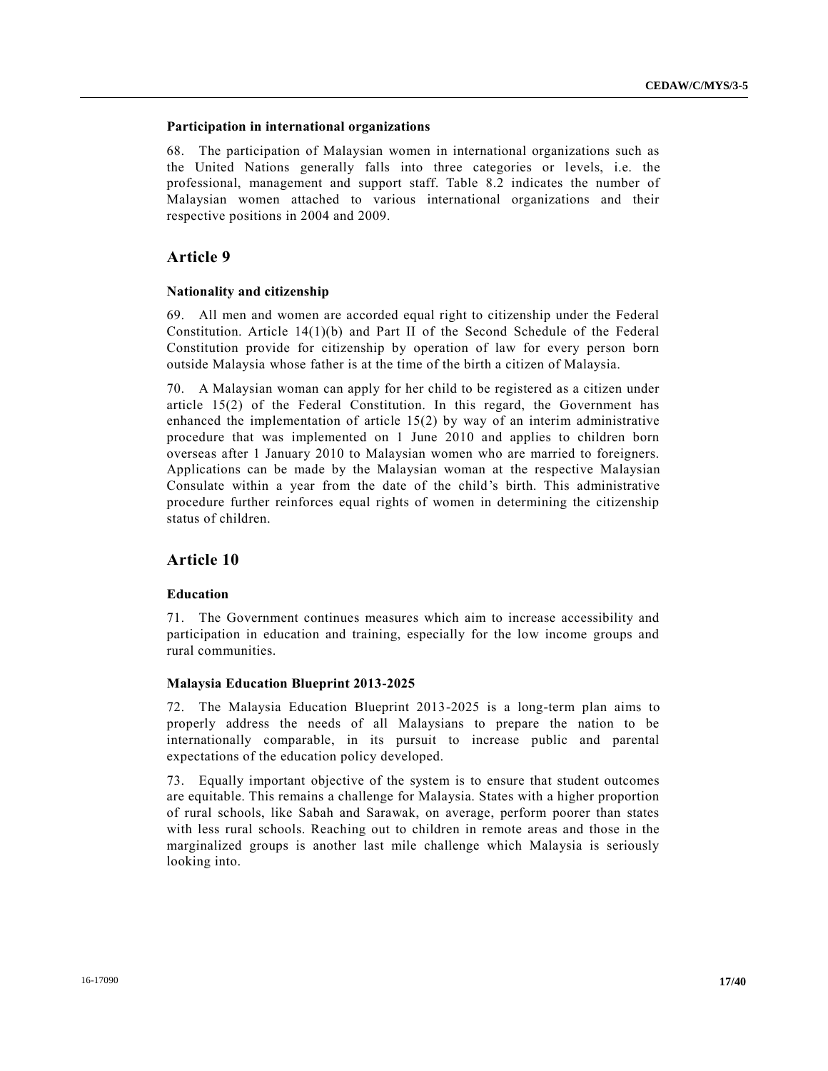### Participation in international organizations

68. The participation of Malaysian women in international organizations such as the United Nations generally falls into three categories or levels, i.e. the professional, management and support staff. Table 8.2 indicates the number of Malaysian women attached to various international organizations and their respective positions in 2004 and 2009.

## Article 9

### Nationality and citizenship

69. All men and women are accorded equal right to citizenship under the Federal Constitution. Article 14(1)(b) and Part II of the Second Schedule of the Federal Constitution provide for citizenship by operation of law for every person born outside Malaysia whose father is at the time of the birth a citizen of Malaysia.

70. A Malaysian woman can apply for her child to be registered as a citizen under article 15(2) of the Federal Constitution. In this regard, the Government has enhanced the implementation of article 15(2) by way of an interim administrative procedure that was implemented on 1 June 2010 and applies to children born overseas after 1 January 2010 to Malaysian women who are married to foreigners. Applications can be made by the Malaysian woman at the respective Malaysian Consulate within a year from the date of the child's birth. This administrative procedure further reinforces equal rights of women in determining the citizenship status of children.

## Article 10

### Education

71. The Government continues measures which aim to increase accessibility and participation in education and training, especially for the low income groups and rural communities.

### Malaysia Education Blueprint 2013-2025

72. The Malaysia Education Blueprint 2013-2025 is a long-term plan aims to properly address the needs of all Malaysians to prepare the nation to be internationally comparable, in its pursuit to increase public and parental expectations of the education policy developed.

73. Equally important objective of the system is to ensure that student outcomes are equitable. This remains a challenge for Malaysia. States with a higher proportion of rural schools, like Sabah and Sarawak, on average, perform poorer than states with less rural schools. Reaching out to children in remote areas and those in the marginalized groups is another last mile challenge which Malaysia is seriously looking into.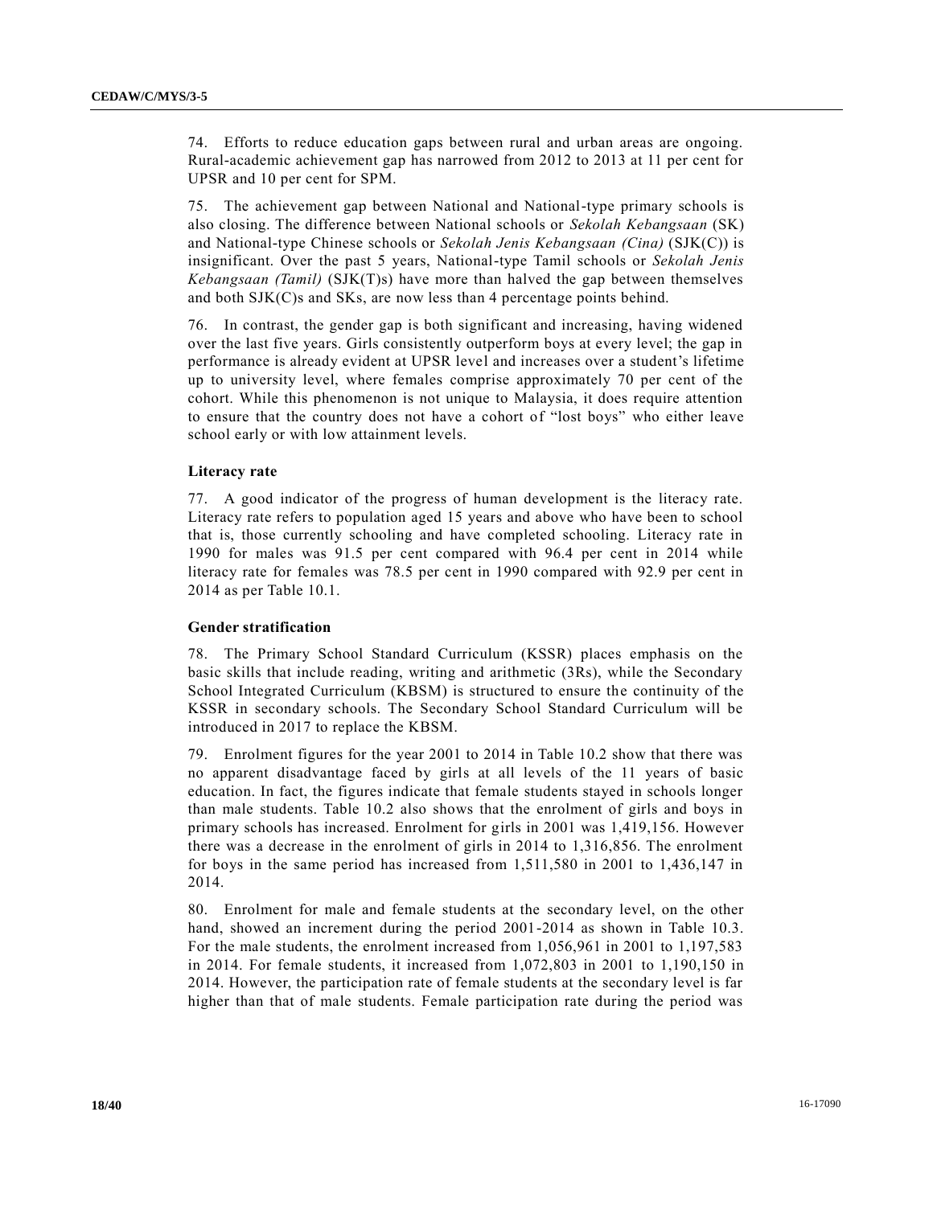74. Efforts to reduce education gaps between rural and urban areas are ongoing. Rural-academic achievement gap has narrowed from 2012 to 2013 at 11 per cent for UPSR and 10 per cent for SPM.

75. The achievement gap between National and National-type primary schools is also closing. The difference between National schools or *Sekolah Kebangsaan* (SK) and National-type Chinese schools or *Sekolah Jenis Kebangsaan (Cina)* (SJK(C)) is insignificant. Over the past 5 years, National-type Tamil schools or *Sekolah Jenis Kebangsaan (Tamil)* (SJK(T)s) have more than halved the gap between themselves and both SJK(C)s and SKs, are now less than 4 percentage points behind.

76. In contrast, the gender gap is both significant and increasing, having widened over the last five years. Girls consistently outperform boys at every level; the gap in performance is already evident at UPSR level and increases over a student's lifetime up to university level, where females comprise approximately 70 per cent of the cohort. While this phenomenon is not unique to Malaysia, it does require attention to ensure that the country does not have a cohort of "lost boys" who either leave school early or with low attainment levels.

### Literacy rate

77. A good indicator of the progress of human development is the literacy rate. Literacy rate refers to population aged 15 years and above who have been to school that is, those currently schooling and have completed schooling. Literacy rate in 1990 for males was 91.5 per cent compared with 96.4 per cent in 2014 while literacy rate for females was 78.5 per cent in 1990 compared with 92.9 per cent in 2014 as per Table 10.1.

### Gender stratification

78. The Primary School Standard Curriculum (KSSR) places emphasis on the basic skills that include reading, writing and arithmetic (3Rs), while the Secondary School Integrated Curriculum (KBSM) is structured to ensure the continuity of the KSSR in secondary schools. The Secondary School Standard Curriculum will be introduced in 2017 to replace the KBSM.

79. Enrolment figures for the year 2001 to 2014 in Table 10.2 show that there was no apparent disadvantage faced by girls at all levels of the 11 years of basic education. In fact, the figures indicate that female students stayed in schools longer than male students. Table 10.2 also shows that the enrolment of girls and boys in primary schools has increased. Enrolment for girls in 2001 was 1,419,156. However there was a decrease in the enrolment of girls in 2014 to 1,316,856. The enrolment for boys in the same period has increased from 1,511,580 in 2001 to 1,436,147 in 2014.

80. Enrolment for male and female students at the secondary level, on the other hand, showed an increment during the period 2001-2014 as shown in Table 10.3. For the male students, the enrolment increased from 1,056,961 in 2001 to 1,197,583 in 2014. For female students, it increased from 1,072,803 in 2001 to 1,190,150 in 2014. However, the participation rate of female students at the secondary level is far higher than that of male students. Female participation rate during the period was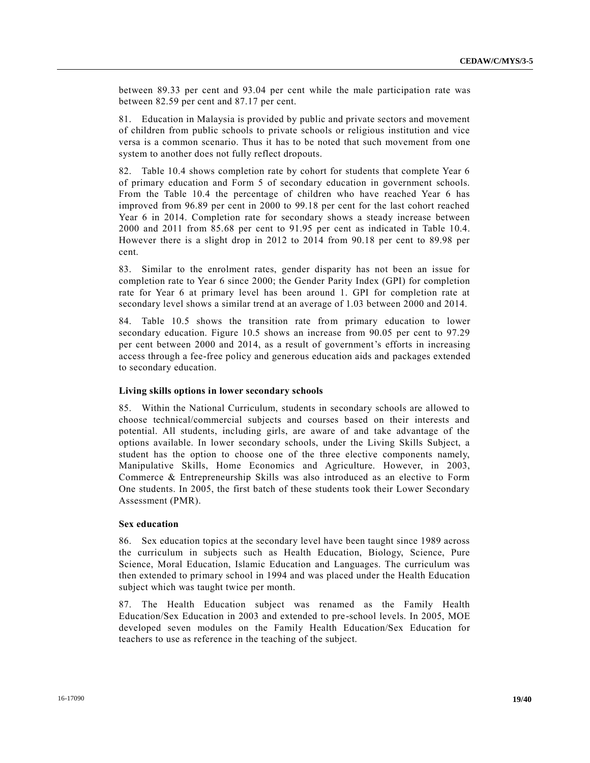between 89.33 per cent and 93.04 per cent while the male participation rate was between 82.59 per cent and 87.17 per cent.

81. Education in Malaysia is provided by public and private sectors and movement of children from public schools to private schools or religious institution and vice versa is a common scenario. Thus it has to be noted that such movement from one system to another does not fully reflect dropouts.

82. Table 10.4 shows completion rate by cohort for students that complete Year 6 of primary education and Form 5 of secondary education in government schools. From the Table 10.4 the percentage of children who have reached Year 6 has improved from 96.89 per cent in 2000 to 99.18 per cent for the last cohort reached Year 6 in 2014. Completion rate for secondary shows a steady increase between 2000 and 2011 from 85.68 per cent to 91.95 per cent as indicated in Table 10.4. However there is a slight drop in 2012 to 2014 from 90.18 per cent to 89.98 per cent.

83. Similar to the enrolment rates, gender disparity has not been an issue for completion rate to Year 6 since 2000; the Gender Parity Index (GPI) for completion rate for Year 6 at primary level has been around 1. GPI for completion rate at secondary level shows a similar trend at an average of 1.03 between 2000 and 2014.

84. Table 10.5 shows the transition rate from primary education to lower secondary education. Figure 10.5 shows an increase from 90.05 per cent to 97.29 per cent between 2000 and 2014, as a result of government's efforts in increasing access through a fee-free policy and generous education aids and packages extended to secondary education.

### Living skills options in lower secondary schools

85. Within the National Curriculum, students in secondary schools are allowed to choose technical/commercial subjects and courses based on their interests and potential. All students, including girls, are aware of and take advantage of the options available. In lower secondary schools, under the Living Skills Subject, a student has the option to choose one of the three elective components namely, Manipulative Skills, Home Economics and Agriculture. However, in 2003, Commerce & Entrepreneurship Skills was also introduced as an elective to Form One students. In 2005, the first batch of these students took their Lower Secondary Assessment (PMR).

### Sex education

86. Sex education topics at the secondary level have been taught since 1989 across the curriculum in subjects such as Health Education, Biology, Science, Pure Science, Moral Education, Islamic Education and Languages. The curriculum was then extended to primary school in 1994 and was placed under the Health Education subject which was taught twice per month.

87. The Health Education subject was renamed as the Family Health Education/Sex Education in 2003 and extended to pre-school levels. In 2005, MOE developed seven modules on the Family Health Education/Sex Education for teachers to use as reference in the teaching of the subject.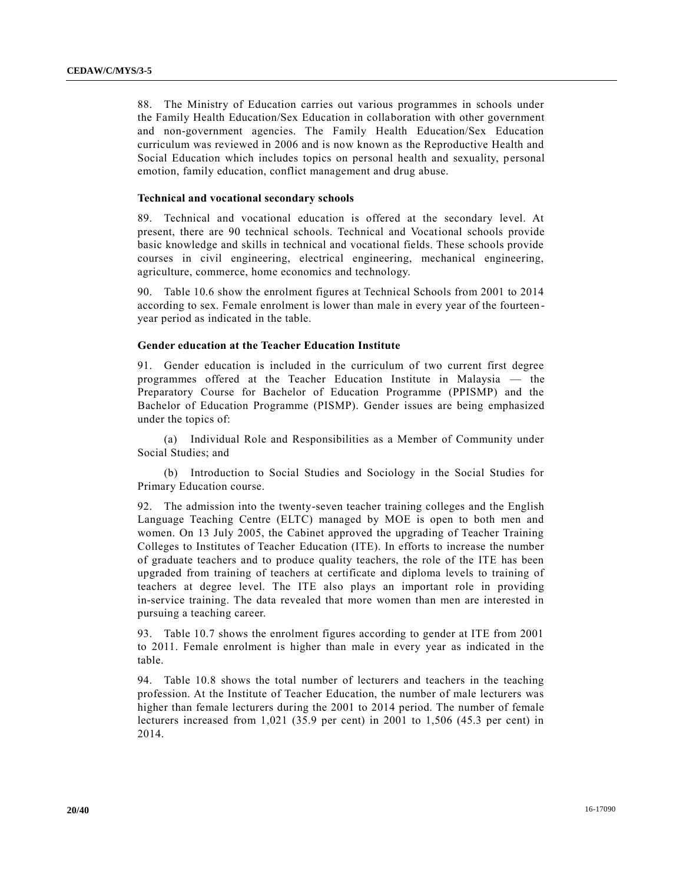88. The Ministry of Education carries out various programmes in schools under the Family Health Education/Sex Education in collaboration with other government and non-government agencies. The Family Health Education/Sex Education curriculum was reviewed in 2006 and is now known as the Reproductive Health and Social Education which includes topics on personal health and sexuality, personal emotion, family education, conflict management and drug abuse.

### Technical and vocational secondary schools

89. Technical and vocational education is offered at the secondary level. At present, there are 90 technical schools. Technical and Vocational schools provide basic knowledge and skills in technical and vocational fields. These schools provide courses in civil engineering, electrical engineering, mechanical engineering, agriculture, commerce, home economics and technology.

90. Table 10.6 show the enrolment figures at Technical Schools from 2001 to 2014 according to sex. Female enrolment is lower than male in every year of the fourteen-year period as indicated in the table.

### Gender education at the Teacher Education Institute

91. Gender education is included in the curriculum of two current first degree programmes offered at the Teacher Education Institute in Malaysia — the Preparatory Course for Bachelor of Education Programme (PPISMP) and the Bachelor of Education Programme (PISMP). Gender issues are being emphasized under the topics of:

(a) Individual Role and Responsibilities as a Member of Community under Social Studies; and

(b) Introduction to Social Studies and Sociology in the Social Studies for Primary Education course.

92. The admission into the twenty-seven teacher training colleges and the English Language Teaching Centre (ELTC) managed by MOE is open to both men and women. On 13 July 2005, the Cabinet approved the upgrading of Teacher Training Colleges to Institutes of Teacher Education (ITE). In efforts to increase the number of graduate teachers and to produce quality teachers, the role of the ITE has been upgraded from training of teachers at certificate and diploma levels to training of teachers at degree level. The ITE also plays an important role in providing in-service training. The data revealed that more women than men are interested in pursuing a teaching career.

93. Table 10.7 shows the enrolment figures according to gender at ITE from 2001 to 2011. Female enrolment is higher than male in every year as indicated in the table.

94. Table 10.8 shows the total number of lecturers and teachers in the teaching profession. At the Institute of Teacher Education, the number of male lecturers was higher than female lecturers during the 2001 to 2014 period. The number of female lecturers increased from 1,021 (35.9 per cent) in 2001 to 1,506 (45.3 per cent) in 2014.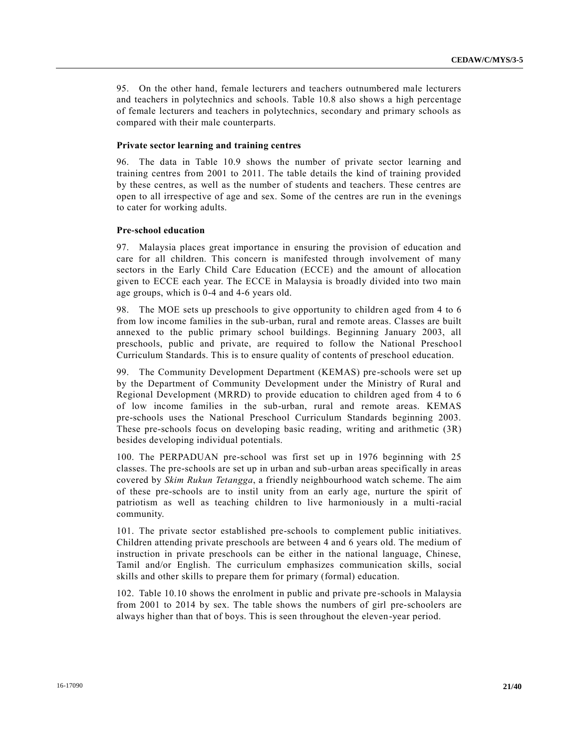95. On the other hand, female lecturers and teachers outnumbered male lecturers and teachers in polytechnics and schools. Table 10.8 also shows a high percentage of female lecturers and teachers in polytechnics, secondary and primary schools as compared with their male counterparts.

### Private sector learning and training centres

96. The data in Table 10.9 shows the number of private sector learning and training centres from 2001 to 2011. The table details the kind of training provided by these centres, as well as the number of students and teachers. These centres are open to all irrespective of age and sex. Some of the centres are run in the evenings to cater for working adults.

### Pre-school education

97. Malaysia places great importance in ensuring the provision of education and care for all children. This concern is manifested through involvement of many sectors in the Early Child Care Education (ECCE) and the amount of allocation given to ECCE each year. The ECCE in Malaysia is broadly divided into two main age groups, which is 0-4 and 4-6 years old.

98. The MOE sets up preschools to give opportunity to children aged from 4 to 6 from low income families in the sub-urban, rural and remote areas. Classes are built annexed to the public primary school buildings. Beginning January 2003, all preschools, public and private, are required to follow the National Preschool Curriculum Standards. This is to ensure quality of contents of preschool education.

99. The Community Development Department (KEMAS) pre-schools were set up by the Department of Community Development under the Ministry of Rural and Regional Development (MRRD) to provide education to children aged from 4 to 6 of low income families in the sub-urban, rural and remote areas. KEMAS pre-schools uses the National Preschool Curriculum Standards beginning 2003. These pre-schools focus on developing basic reading, writing and arithmetic (3R) besides developing individual potentials.

100. The PERPADUAN pre-school was first set up in 1976 beginning with 25 classes. The pre-schools are set up in urban and sub-urban areas specifically in areas covered by *Skim Rukun Tetangga*, a friendly neighbourhood watch scheme. The aim of these pre-schools are to instil unity from an early age, nurture the spirit of patriotism as well as teaching children to live harmoniously in a multi-racial community.

101. The private sector established pre-schools to complement public initiatives. Children attending private preschools are between 4 and 6 years old. The medium of instruction in private preschools can be either in the national language, Chinese, Tamil and/or English. The curriculum emphasizes communication skills, social skills and other skills to prepare them for primary (formal) education.

102. Table 10.10 shows the enrolment in public and private pre-schools in Malaysia from 2001 to 2014 by sex. The table shows the numbers of girl pre-schoolers are always higher than that of boys. This is seen throughout the eleven-year period.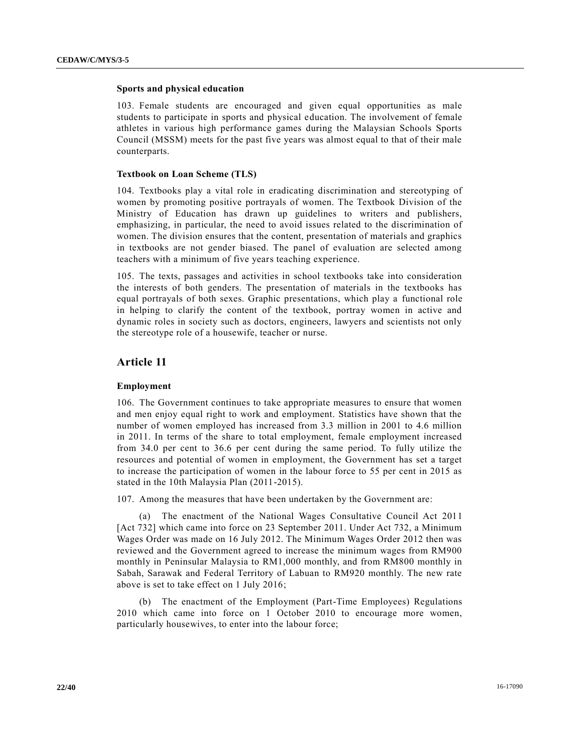**Sports and physical education**

103. Female students are encouraged and given equal opportunities as male students to participate in sports and physical education. The involvement of female athletes in various high performance games during the Malaysian Schools Sports Council (MSSM) meets for the past five years was almost equal to that of their male counterparts.

**Textbook on Loan Scheme (TLS)**

104. Textbooks play a vital role in eradicating discrimination and stereotyping of women by promoting positive portrayals of women. The Textbook Division of the Ministry of Education has drawn up guidelines to writers and publishers, emphasizing, in particular, the need to avoid issues related to the discrimination of women. The division ensures that the content, presentation of materials and graphics in textbooks are not gender biased. The panel of evaluation are selected among teachers with a minimum of five years teaching experience.

105. The texts, passages and activities in school textbooks take into consideration the interests of both genders. The presentation of materials in the textbooks has equal portrayals of both sexes. Graphic presentations, which play a functional role in helping to clarify the content of the textbook, portray women in active and dynamic roles in society such as doctors, engineers, lawyers and scientists not only the stereotype role of a housewife, teacher or nurse.

## Article 11

**Employment**

106. The Government continues to take appropriate measures to ensure that women and men enjoy equal right to work and employment. Statistics have shown that the number of women employed has increased from 3.3 million in 2001 to 4.6 million in 2011. In terms of the share to total employment, female employment increased from 34.0 per cent to 36.6 per cent during the same period. To fully utilize the resources and potential of women in employment, the Government has set a target to increase the participation of women in the labour force to 55 per cent in 2015 as stated in the 10th Malaysia Plan (2011-2015).

107. Among the measures that have been undertaken by the Government are:

(a) The enactment of the National Wages Consultative Council Act 2011 [Act 732] which came into force on 23 September 2011. Under Act 732, a Minimum Wages Order was made on 16 July 2012. The Minimum Wages Order 2012 then was reviewed and the Government agreed to increase the minimum wages from RM900 monthly in Peninsular Malaysia to RM1,000 monthly, and from RM800 monthly in Sabah, Sarawak and Federal Territory of Labuan to RM920 monthly. The new rate above is set to take effect on 1 July 2016;

(b) The enactment of the Employment (Part-Time Employees) Regulations 2010 which came into force on 1 October 2010 to encourage more women, particularly housewives, to enter into the labour force;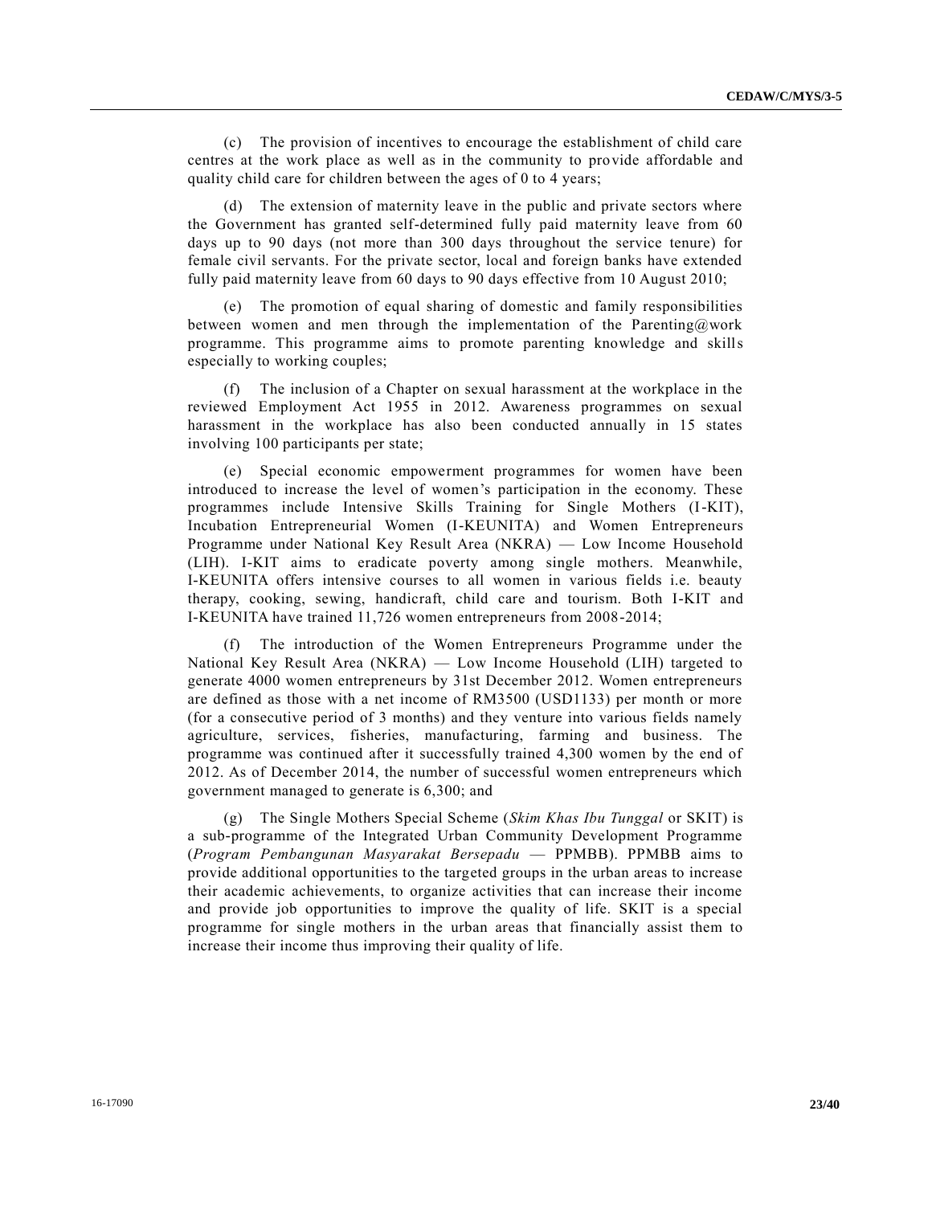(c) The provision of incentives to encourage the establishment of child care centres at the work place as well as in the community to provide affordable and quality child care for children between the ages of 0 to 4 years;

(d) The extension of maternity leave in the public and private sectors where the Government has granted self-determined fully paid maternity leave from 60 days up to 90 days (not more than 300 days throughout the service tenure) for female civil servants. For the private sector, local and foreign banks have extended fully paid maternity leave from 60 days to 90 days effective from 10 August 2010;

(e) The promotion of equal sharing of domestic and family responsibilities between women and men through the implementation of the Parenting@work programme. This programme aims to promote parenting knowledge and skills especially to working couples;

(f) The inclusion of a Chapter on sexual harassment at the workplace in the reviewed Employment Act 1955 in 2012. Awareness programmes on sexual harassment in the workplace has also been conducted annually in 15 states involving 100 participants per state;

(e) Special economic empowerment programmes for women have been introduced to increase the level of women's participation in the economy. These programmes include Intensive Skills Training for Single Mothers (I-KIT), Incubation Entrepreneurial Women (I-KEUNITA) and Women Entrepreneurs Programme under National Key Result Area (NKRA) — Low Income Household (LIH). I-KIT aims to eradicate poverty among single mothers. Meanwhile, I-KEUNITA offers intensive courses to all women in various fields i.e. beauty therapy, cooking, sewing, handicraft, child care and tourism. Both I-KIT and I-KEUNITA have trained 11,726 women entrepreneurs from 2008-2014;

(f) The introduction of the Women Entrepreneurs Programme under the National Key Result Area (NKRA) — Low Income Household (LIH) targeted to generate 4000 women entrepreneurs by 31st December 2012. Women entrepreneurs are defined as those with a net income of RM3500 (USD1133) per month or more (for a consecutive period of 3 months) and they venture into various fields namely agriculture, services, fisheries, manufacturing, farming and business. The programme was continued after it successfully trained 4,300 women by the end of 2012. As of December 2014, the number of successful women entrepreneurs which government managed to generate is 6,300; and

(g) The Single Mothers Special Scheme (*Skim Khas Ibu Tunggal* or SKIT) is a sub-programme of the Integrated Urban Community Development Programme (*Program Pembangunan Masyarakat Bersepadu* — PPMBB). PPMBB aims to provide additional opportunities to the targeted groups in the urban areas to increase their academic achievements, to organize activities that can increase their income and provide job opportunities to improve the quality of life. SKIT is a special programme for single mothers in the urban areas that financially assist them to increase their income thus improving their quality of life.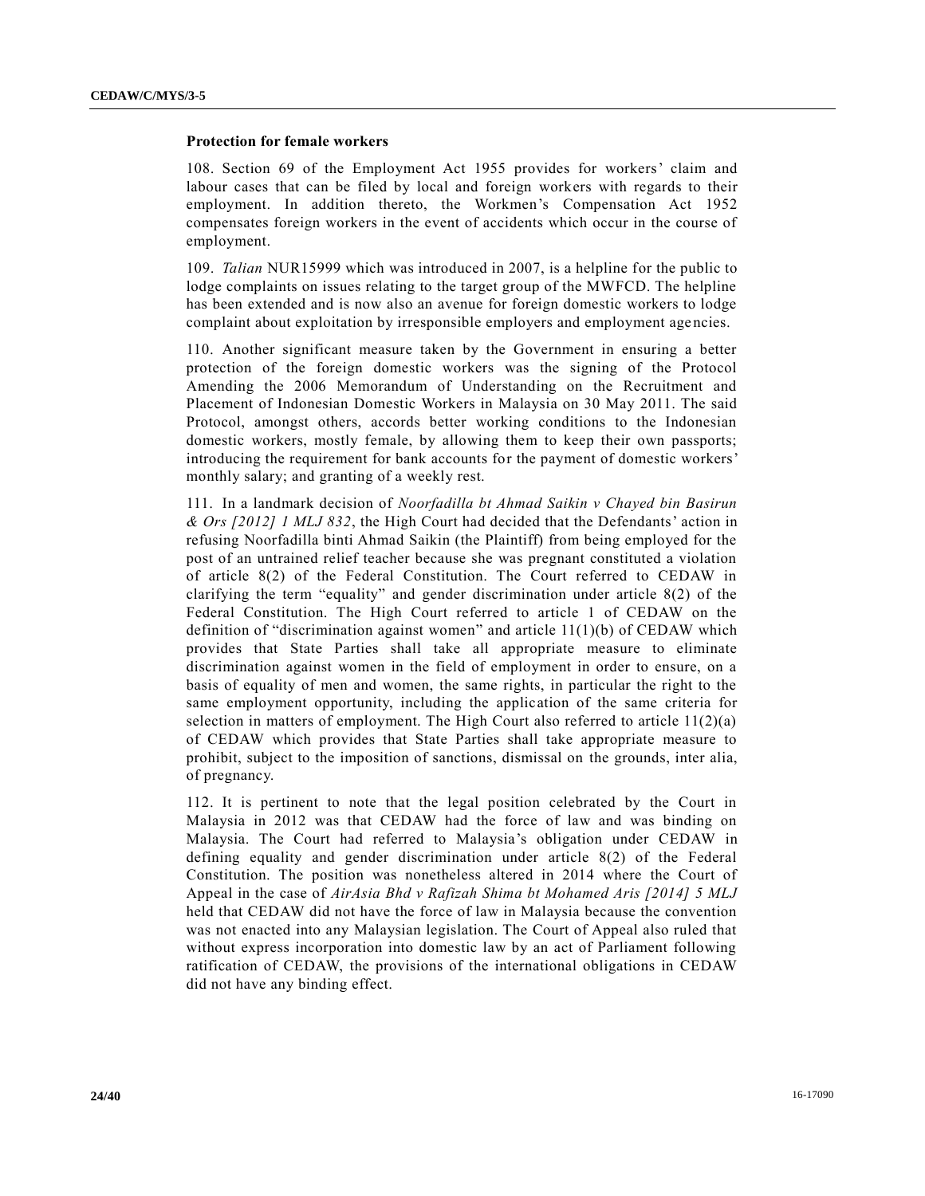**Protection for female workers**

108. Section 69 of the Employment Act 1955 provides for workers' claim and labour cases that can be filed by local and foreign workers with regards to their employment. In addition thereto, the Workmen's Compensation Act 1952 compensates foreign workers in the event of accidents which occur in the course of employment.

109. *Talian* NUR15999 which was introduced in 2007, is a helpline for the public to lodge complaints on issues relating to the target group of the MWFCD. The helpline has been extended and is now also an avenue for foreign domestic workers to lodge complaint about exploitation by irresponsible employers and employment agencies.

110. Another significant measure taken by the Government in ensuring a better protection of the foreign domestic workers was the signing of the Protocol Amending the 2006 Memorandum of Understanding on the Recruitment and Placement of Indonesian Domestic Workers in Malaysia on 30 May 2011. The said Protocol, amongst others, accords better working conditions to the Indonesian domestic workers, mostly female, by allowing them to keep their own passports; introducing the requirement for bank accounts for the payment of domestic workers' monthly salary; and granting of a weekly rest.

111. In a landmark decision of *Noorfadilla bt Ahmad Saikin v Chayed bin Basirun & Ors [2012] 1 MLJ 832*, the High Court had decided that the Defendants' action in refusing Noorfadilla binti Ahmad Saikin (the Plaintiff) from being employed for the post of an untrained relief teacher because she was pregnant constituted a violation of article 8(2) of the Federal Constitution. The Court referred to CEDAW in clarifying the term "equality" and gender discrimination under article 8(2) of the Federal Constitution. The High Court referred to article 1 of CEDAW on the definition of "discrimination against women" and article 11(1)(b) of CEDAW which provides that State Parties shall take all appropriate measure to eliminate discrimination against women in the field of employment in order to ensure, on a basis of equality of men and women, the same rights, in particular the right to the same employment opportunity, including the application of the same criteria for selection in matters of employment. The High Court also referred to article 11(2)(a) of CEDAW which provides that State Parties shall take appropriate measure to prohibit, subject to the imposition of sanctions, dismissal on the grounds, inter alia, of pregnancy.

112. It is pertinent to note that the legal position celebrated by the Court in Malaysia in 2012 was that CEDAW had the force of law and was binding on Malaysia. The Court had referred to Malaysia's obligation under CEDAW in defining equality and gender discrimination under article 8(2) of the Federal Constitution. The position was nonetheless altered in 2014 where the Court of Appeal in the case of *AirAsia Bhd v Rafizah Shima bt Mohamed Aris [2014] 5 MLJ* held that CEDAW did not have the force of law in Malaysia because the convention was not enacted into any Malaysian legislation. The Court of Appeal also ruled that without express incorporation into domestic law by an act of Parliament following ratification of CEDAW, the provisions of the international obligations in CEDAW did not have any binding effect.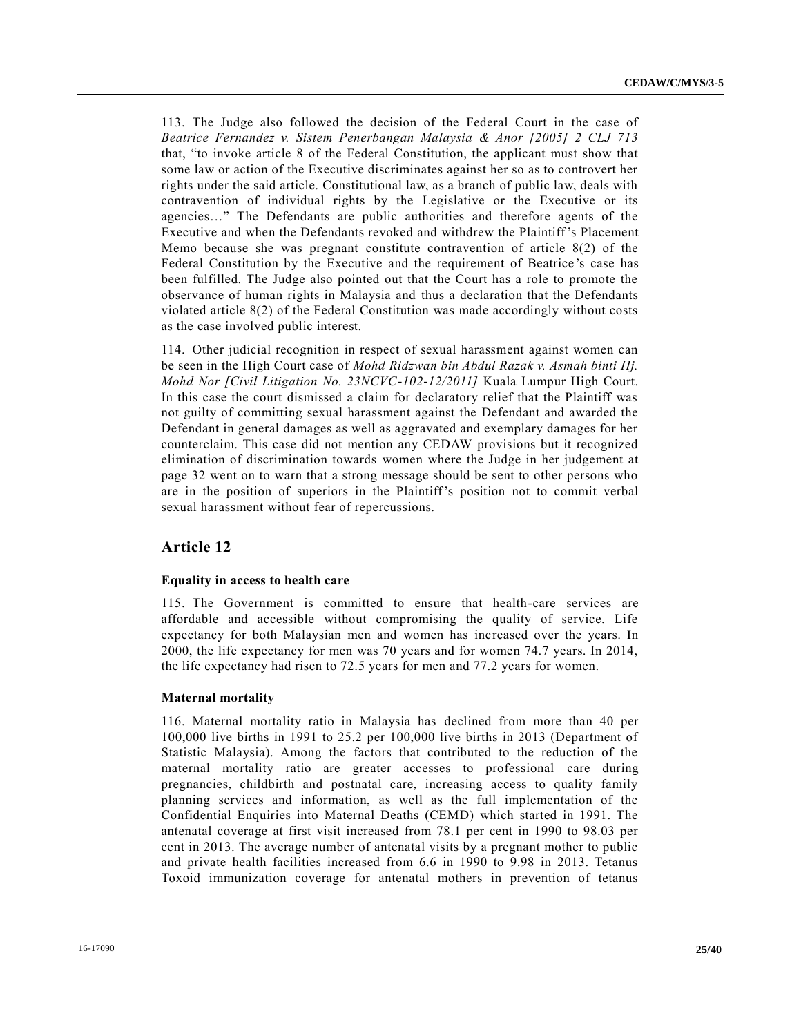113. The Judge also followed the decision of the Federal Court in the case of *Beatrice Fernandez v. Sistem Penerbangan Malaysia & Anor [2005] 2 CLJ 713* that, "to invoke article 8 of the Federal Constitution, the applicant must show that some law or action of the Executive discriminates against her so as to controvert her rights under the said article. Constitutional law, as a branch of public law, deals with contravention of individual rights by the Legislative or the Executive or its agencies…" The Defendants are public authorities and therefore agents of the Executive and when the Defendants revoked and withdrew the Plaintiff's Placement Memo because she was pregnant constitute contravention of article 8(2) of the Federal Constitution by the Executive and the requirement of Beatrice's case has been fulfilled. The Judge also pointed out that the Court has a role to promote the observance of human rights in Malaysia and thus a declaration that the Defendants violated article 8(2) of the Federal Constitution was made accordingly without costs as the case involved public interest.

114. Other judicial recognition in respect of sexual harassment against women can be seen in the High Court case of *Mohd Ridzwan bin Abdul Razak v. Asmah binti Hj. Mohd Nor [Civil Litigation No. 23NCVC-102-12/2011]* Kuala Lumpur High Court. In this case the court dismissed a claim for declaratory relief that the Plaintiff was not guilty of committing sexual harassment against the Defendant and awarded the Defendant in general damages as well as aggravated and exemplary damages for her counterclaim. This case did not mention any CEDAW provisions but it recognized elimination of discrimination towards women where the Judge in her judgement at page 32 went on to warn that a strong message should be sent to other persons who are in the position of superiors in the Plaintiff's position not to commit verbal sexual harassment without fear of repercussions.

## Article 12

### Equality in access to health care

115. The Government is committed to ensure that health-care services are affordable and accessible without compromising the quality of service. Life expectancy for both Malaysian men and women has increased over the years. In 2000, the life expectancy for men was 70 years and for women 74.7 years. In 2014, the life expectancy had risen to 72.5 years for men and 77.2 years for women.

### Maternal mortality

116. Maternal mortality ratio in Malaysia has declined from more than 40 per 100,000 live births in 1991 to 25.2 per 100,000 live births in 2013 (Department of Statistic Malaysia). Among the factors that contributed to the reduction of the maternal mortality ratio are greater accesses to professional care during pregnancies, childbirth and postnatal care, increasing access to quality family planning services and information, as well as the full implementation of the Confidential Enquiries into Maternal Deaths (CEMD) which started in 1991. The antenatal coverage at first visit increased from 78.1 per cent in 1990 to 98.03 per cent in 2013. The average number of antenatal visits by a pregnant mother to public and private health facilities increased from 6.6 in 1990 to 9.98 in 2013. Tetanus Toxoid immunization coverage for antenatal mothers in prevention of tetanus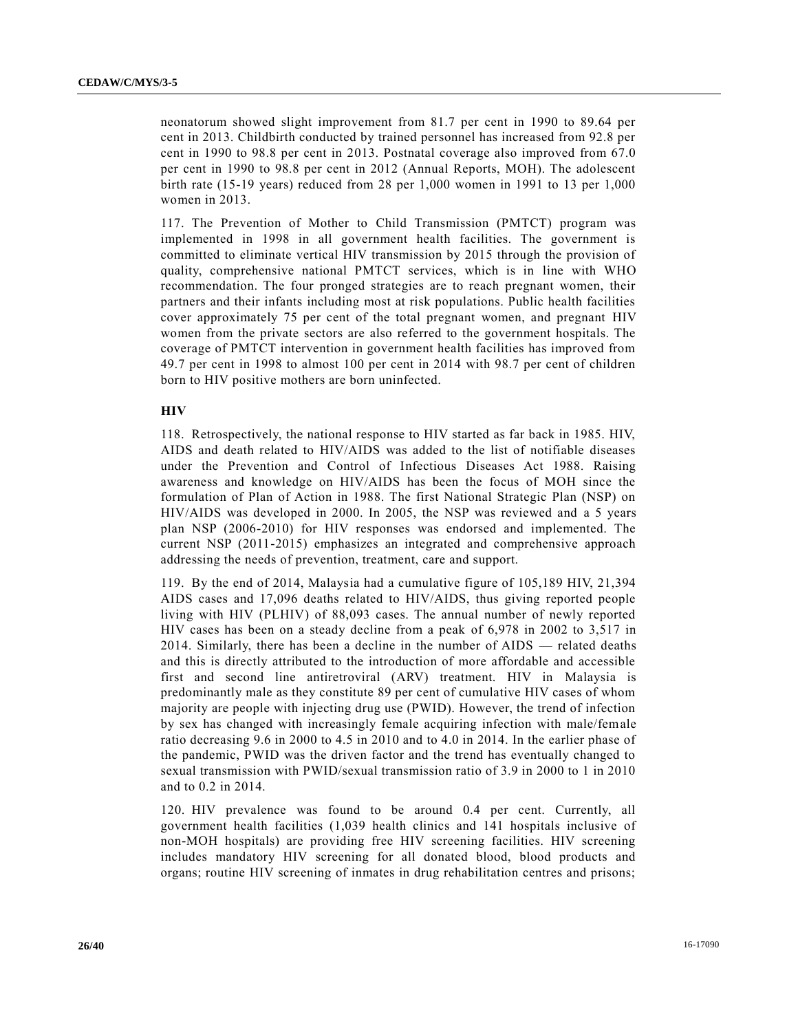neonatorum showed slight improvement from 81.7 per cent in 1990 to 89.64 per cent in 2013. Childbirth conducted by trained personnel has increased from 92.8 per cent in 1990 to 98.8 per cent in 2013. Postnatal coverage also improved from 67.0 per cent in 1990 to 98.8 per cent in 2012 (Annual Reports, MOH). The adolescent birth rate (15-19 years) reduced from 28 per 1,000 women in 1991 to 13 per 1,000 women in 2013.

117. The Prevention of Mother to Child Transmission (PMTCT) program was implemented in 1998 in all government health facilities. The government is committed to eliminate vertical HIV transmission by 2015 through the provision of quality, comprehensive national PMTCT services, which is in line with WHO recommendation. The four pronged strategies are to reach pregnant women, their partners and their infants including most at risk populations. Public health facilities cover approximately 75 per cent of the total pregnant women, and pregnant HIV women from the private sectors are also referred to the government hospitals. The coverage of PMTCT intervention in government health facilities has improved from 49.7 per cent in 1998 to almost 100 per cent in 2014 with 98.7 per cent of children born to HIV positive mothers are born uninfected.

**HIV**

118. Retrospectively, the national response to HIV started as far back in 1985. HIV, AIDS and death related to HIV/AIDS was added to the list of notifiable diseases under the Prevention and Control of Infectious Diseases Act 1988. Raising awareness and knowledge on HIV/AIDS has been the focus of MOH since the formulation of Plan of Action in 1988. The first National Strategic Plan (NSP) on HIV/AIDS was developed in 2000. In 2005, the NSP was reviewed and a 5 years plan NSP (2006-2010) for HIV responses was endorsed and implemented. The current NSP (2011-2015) emphasizes an integrated and comprehensive approach addressing the needs of prevention, treatment, care and support.

119. By the end of 2014, Malaysia had a cumulative figure of 105,189 HIV, 21,394 AIDS cases and 17,096 deaths related to HIV/AIDS, thus giving reported people living with HIV (PLHIV) of 88,093 cases. The annual number of newly reported HIV cases has been on a steady decline from a peak of 6,978 in 2002 to 3,517 in 2014. Similarly, there has been a decline in the number of AIDS — related deaths and this is directly attributed to the introduction of more affordable and accessible first and second line antiretroviral (ARV) treatment. HIV in Malaysia is predominantly male as they constitute 89 per cent of cumulative HIV cases of whom majority are people with injecting drug use (PWID). However, the trend of infection by sex has changed with increasingly female acquiring infection with male/female ratio decreasing 9.6 in 2000 to 4.5 in 2010 and to 4.0 in 2014. In the earlier phase of the pandemic, PWID was the driven factor and the trend has eventually changed to sexual transmission with PWID/sexual transmission ratio of 3.9 in 2000 to 1 in 2010 and to 0.2 in 2014.

120. HIV prevalence was found to be around 0.4 per cent. Currently, all government health facilities (1,039 health clinics and 141 hospitals inclusive of non-MOH hospitals) are providing free HIV screening facilities. HIV screening includes mandatory HIV screening for all donated blood, blood products and organs; routine HIV screening of inmates in drug rehabilitation centres and prisons;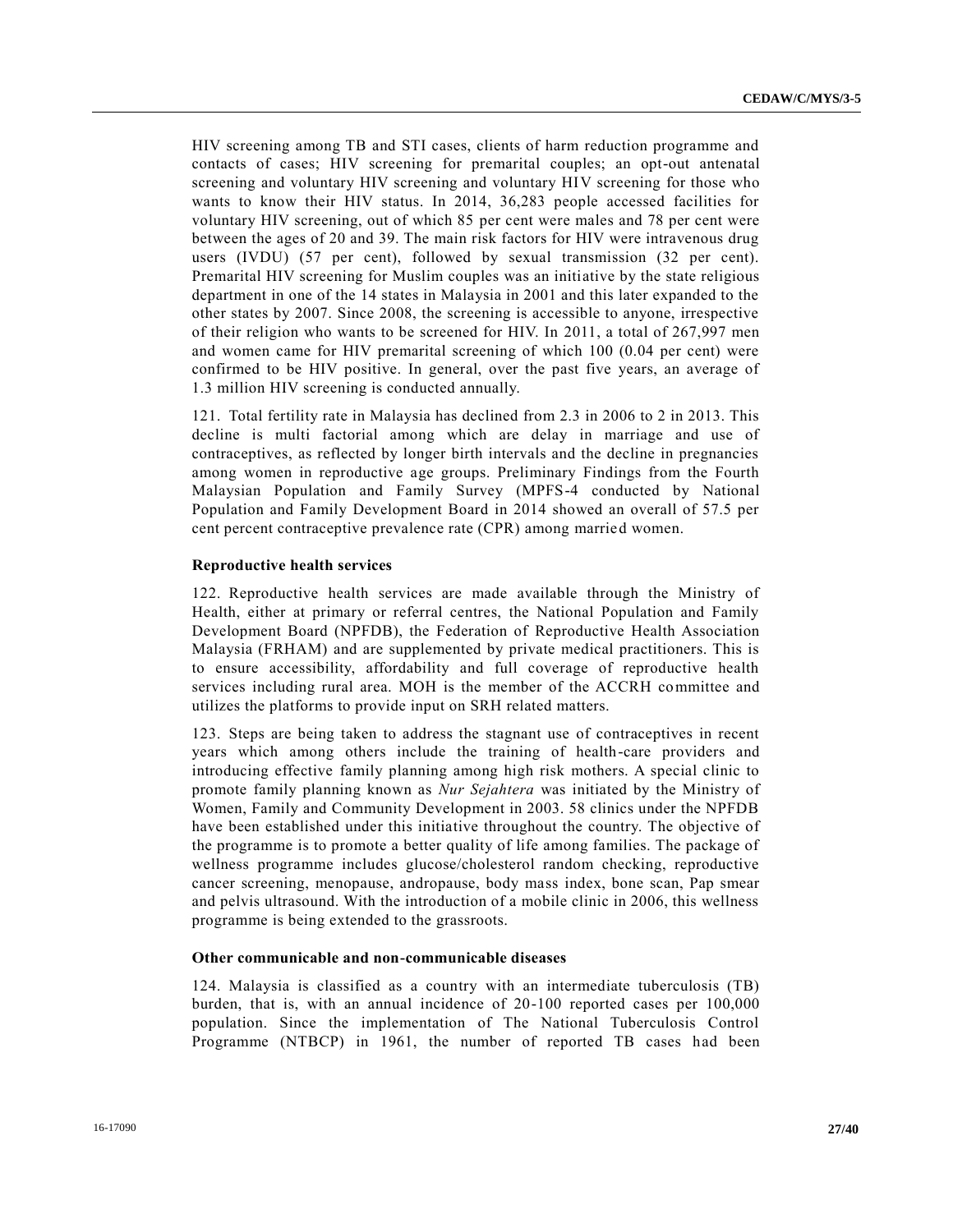HIV screening among TB and STI cases, clients of harm reduction programme and contacts of cases; HIV screening for premarital couples; an opt-out antenatal screening and voluntary HIV screening and voluntary HIV screening for those who wants to know their HIV status. In 2014, 36,283 people accessed facilities for voluntary HIV screening, out of which 85 per cent were males and 78 per cent were between the ages of 20 and 39. The main risk factors for HIV were intravenous drug users (IVDU) (57 per cent), followed by sexual transmission (32 per cent). Premarital HIV screening for Muslim couples was an initiative by the state religious department in one of the 14 states in Malaysia in 2001 and this later expanded to the other states by 2007. Since 2008, the screening is accessible to anyone, irrespective of their religion who wants to be screened for HIV. In 2011, a total of 267,997 men and women came for HIV premarital screening of which 100 (0.04 per cent) were confirmed to be HIV positive. In general, over the past five years, an average of 1.3 million HIV screening is conducted annually.

121. Total fertility rate in Malaysia has declined from 2.3 in 2006 to 2 in 2013. This decline is multi factorial among which are delay in marriage and use of contraceptives, as reflected by longer birth intervals and the decline in pregnancies among women in reproductive age groups. Preliminary Findings from the Fourth Malaysian Population and Family Survey (MPFS-4 conducted by National Population and Family Development Board in 2014 showed an overall of 57.5 per cent percent contraceptive prevalence rate (CPR) among married women.

**Reproductive health services**

122. Reproductive health services are made available through the Ministry of Health, either at primary or referral centres, the National Population and Family Development Board (NPFDB), the Federation of Reproductive Health Association Malaysia (FRHAM) and are supplemented by private medical practitioners. This is to ensure accessibility, affordability and full coverage of reproductive health services including rural area. MOH is the member of the ACCRH committee and utilizes the platforms to provide input on SRH related matters.

123. Steps are being taken to address the stagnant use of contraceptives in recent years which among others include the training of health-care providers and introducing effective family planning among high risk mothers. A special clinic to promote family planning known as *Nur Sejahtera* was initiated by the Ministry of Women, Family and Community Development in 2003. 58 clinics under the NPFDB have been established under this initiative throughout the country. The objective of the programme is to promote a better quality of life among families. The package of wellness programme includes glucose/cholesterol random checking, reproductive cancer screening, menopause, andropause, body mass index, bone scan, Pap smear and pelvis ultrasound. With the introduction of a mobile clinic in 2006, this wellness programme is being extended to the grassroots.

**Other communicable and non-communicable diseases**

124. Malaysia is classified as a country with an intermediate tuberculosis (TB) burden, that is, with an annual incidence of 20-100 reported cases per 100,000 population. Since the implementation of The National Tuberculosis Control Programme (NTBCP) in 1961, the number of reported TB cases had been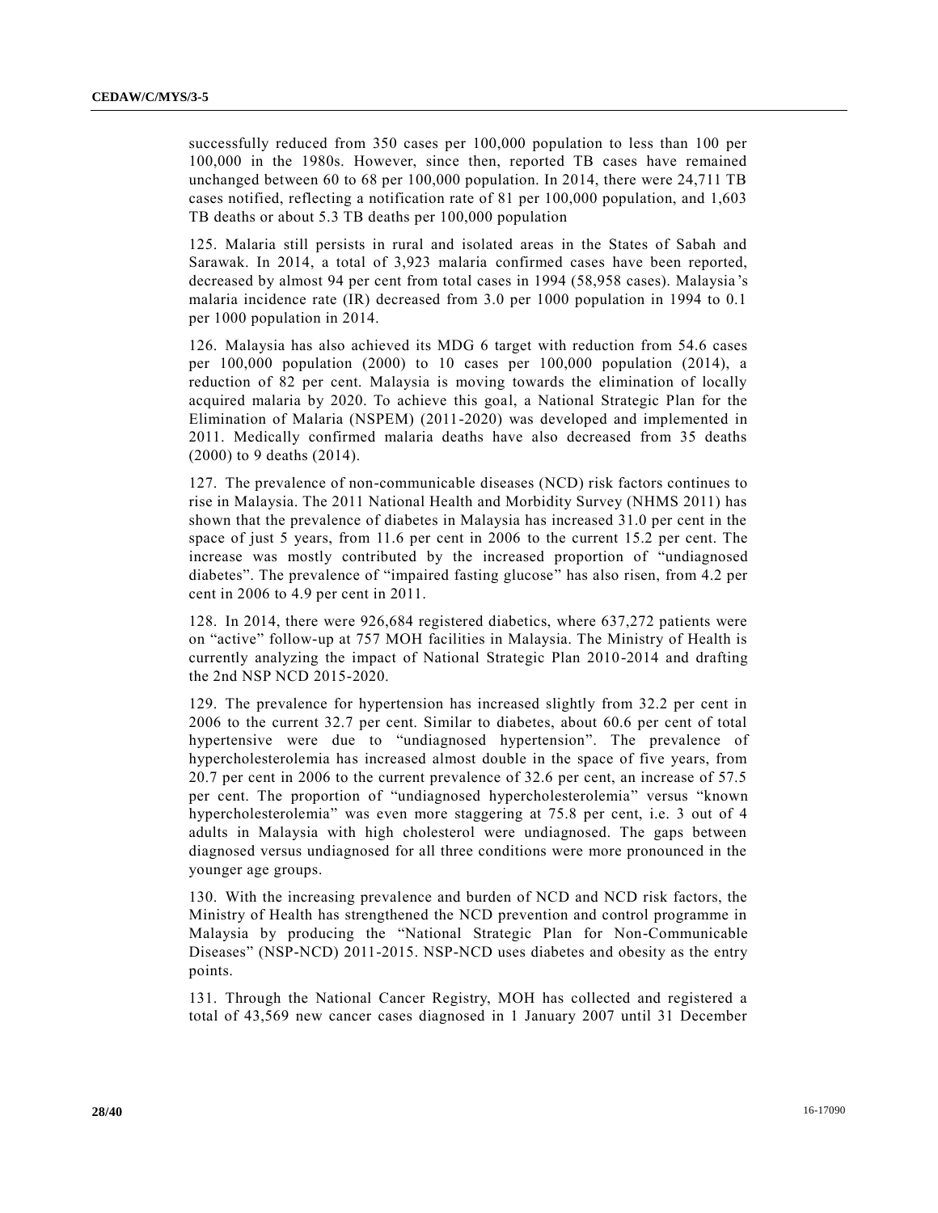successfully reduced from 350 cases per 100,000 population to less than 100 per 100,000 in the 1980s. However, since then, reported TB cases have remained unchanged between 60 to 68 per 100,000 population. In 2014, there were 24,711 TB cases notified, reflecting a notification rate of 81 per 100,000 population, and 1,603 TB deaths or about 5.3 TB deaths per 100,000 population

125. Malaria still persists in rural and isolated areas in the States of Sabah and Sarawak. In 2014, a total of 3,923 malaria confirmed cases have been reported, decreased by almost 94 per cent from total cases in 1994 (58,958 cases). Malaysia's malaria incidence rate (IR) decreased from 3.0 per 1000 population in 1994 to 0.1 per 1000 population in 2014.

126. Malaysia has also achieved its MDG 6 target with reduction from 54.6 cases per 100,000 population (2000) to 10 cases per 100,000 population (2014), a reduction of 82 per cent. Malaysia is moving towards the elimination of locally acquired malaria by 2020. To achieve this goal, a National Strategic Plan for the Elimination of Malaria (NSPEM) (2011-2020) was developed and implemented in 2011. Medically confirmed malaria deaths have also decreased from 35 deaths (2000) to 9 deaths (2014).

127. The prevalence of non-communicable diseases (NCD) risk factors continues to rise in Malaysia. The 2011 National Health and Morbidity Survey (NHMS 2011) has shown that the prevalence of diabetes in Malaysia has increased 31.0 per cent in the space of just 5 years, from 11.6 per cent in 2006 to the current 15.2 per cent. The increase was mostly contributed by the increased proportion of "undiagnosed diabetes". The prevalence of "impaired fasting glucose" has also risen, from 4.2 per cent in 2006 to 4.9 per cent in 2011.

128. In 2014, there were 926,684 registered diabetics, where 637,272 patients were on "active" follow-up at 757 MOH facilities in Malaysia. The Ministry of Health is currently analyzing the impact of National Strategic Plan 2010-2014 and drafting the 2nd NSP NCD 2015-2020.

129. The prevalence for hypertension has increased slightly from 32.2 per cent in 2006 to the current 32.7 per cent. Similar to diabetes, about 60.6 per cent of total hypertensive were due to "undiagnosed hypertension". The prevalence of hypercholesterolemia has increased almost double in the space of five years, from 20.7 per cent in 2006 to the current prevalence of 32.6 per cent, an increase of 57.5 per cent. The proportion of "undiagnosed hypercholesterolemia" versus "known hypercholesterolemia" was even more staggering at 75.8 per cent, i.e. 3 out of 4 adults in Malaysia with high cholesterol were undiagnosed. The gaps between diagnosed versus undiagnosed for all three conditions were more pronounced in the younger age groups.

130. With the increasing prevalence and burden of NCD and NCD risk factors, the Ministry of Health has strengthened the NCD prevention and control programme in Malaysia by producing the "National Strategic Plan for Non-Communicable Diseases" (NSP-NCD) 2011-2015. NSP-NCD uses diabetes and obesity as the entry points.

131. Through the National Cancer Registry, MOH has collected and registered a total of 43,569 new cancer cases diagnosed in 1 January 2007 until 31 December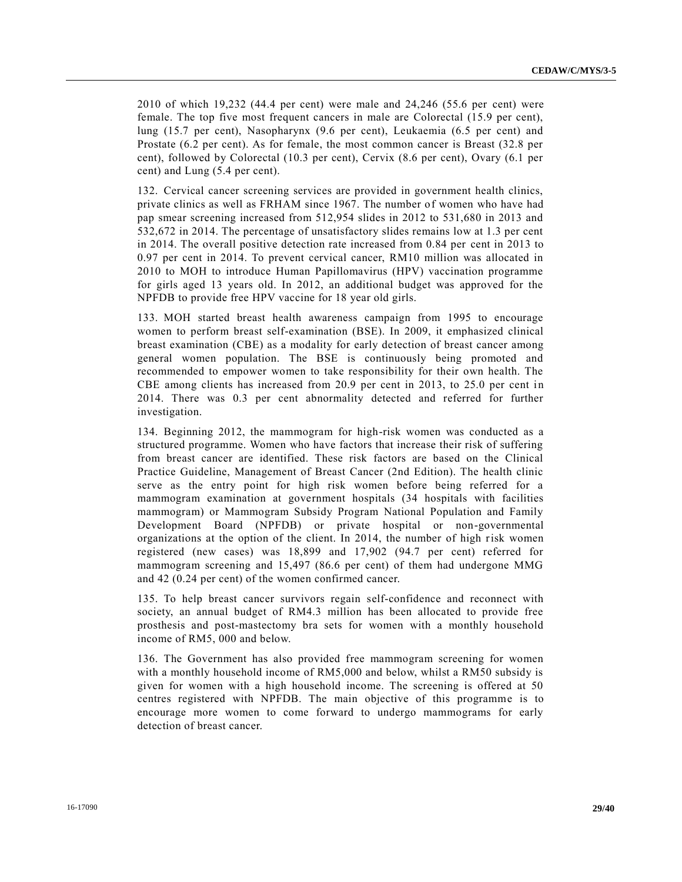2010 of which 19,232 (44.4 per cent) were male and 24,246 (55.6 per cent) were female. The top five most frequent cancers in male are Colorectal (15.9 per cent), lung (15.7 per cent), Nasopharynx (9.6 per cent), Leukaemia (6.5 per cent) and Prostate (6.2 per cent). As for female, the most common cancer is Breast (32.8 per cent), followed by Colorectal (10.3 per cent), Cervix (8.6 per cent), Ovary (6.1 per cent) and Lung (5.4 per cent).

132. Cervical cancer screening services are provided in government health clinics, private clinics as well as FRHAM since 1967. The number of women who have had pap smear screening increased from 512,954 slides in 2012 to 531,680 in 2013 and 532,672 in 2014. The percentage of unsatisfactory slides remains low at 1.3 per cent in 2014. The overall positive detection rate increased from 0.84 per cent in 2013 to 0.97 per cent in 2014. To prevent cervical cancer, RM10 million was allocated in 2010 to MOH to introduce Human Papillomavirus (HPV) vaccination programme for girls aged 13 years old. In 2012, an additional budget was approved for the NPFDB to provide free HPV vaccine for 18 year old girls.

133. MOH started breast health awareness campaign from 1995 to encourage women to perform breast self-examination (BSE). In 2009, it emphasized clinical breast examination (CBE) as a modality for early detection of breast cancer among general women population. The BSE is continuously being promoted and recommended to empower women to take responsibility for their own health. The CBE among clients has increased from 20.9 per cent in 2013, to 25.0 per cent in 2014. There was 0.3 per cent abnormality detected and referred for further investigation.

134. Beginning 2012, the mammogram for high-risk women was conducted as a structured programme. Women who have factors that increase their risk of suffering from breast cancer are identified. These risk factors are based on the Clinical Practice Guideline, Management of Breast Cancer (2nd Edition). The health clinic serve as the entry point for high risk women before being referred for a mammogram examination at government hospitals (34 hospitals with facilities mammogram) or Mammogram Subsidy Program National Population and Family Development Board (NPFDB) or private hospital or non-governmental organizations at the option of the client. In 2014, the number of high risk women registered (new cases) was 18,899 and 17,902 (94.7 per cent) referred for mammogram screening and 15,497 (86.6 per cent) of them had undergone MMG and 42 (0.24 per cent) of the women confirmed cancer.

135. To help breast cancer survivors regain self-confidence and reconnect with society, an annual budget of RM4.3 million has been allocated to provide free prosthesis and post-mastectomy bra sets for women with a monthly household income of RM5, 000 and below.

136. The Government has also provided free mammogram screening for women with a monthly household income of RM5,000 and below, whilst a RM50 subsidy is given for women with a high household income. The screening is offered at 50 centres registered with NPFDB. The main objective of this programme is to encourage more women to come forward to undergo mammograms for early detection of breast cancer.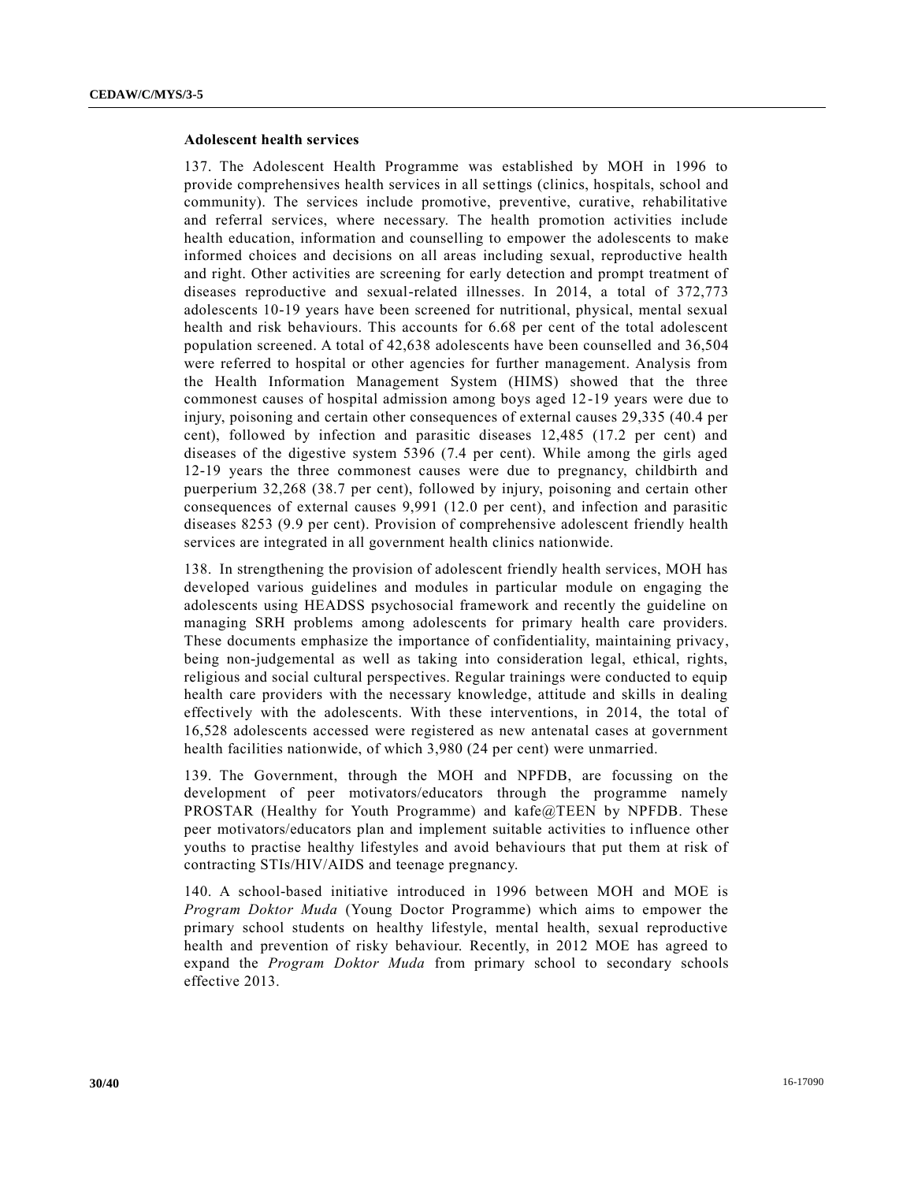**Adolescent health services**

137. The Adolescent Health Programme was established by MOH in 1996 to provide comprehensives health services in all settings (clinics, hospitals, school and community). The services include promotive, preventive, curative, rehabilitative and referral services, where necessary. The health promotion activities include health education, information and counselling to empower the adolescents to make informed choices and decisions on all areas including sexual, reproductive health and right. Other activities are screening for early detection and prompt treatment of diseases reproductive and sexual-related illnesses. In 2014, a total of 372,773 adolescents 10-19 years have been screened for nutritional, physical, mental sexual health and risk behaviours. This accounts for 6.68 per cent of the total adolescent population screened. A total of 42,638 adolescents have been counselled and 36,504 were referred to hospital or other agencies for further management. Analysis from the Health Information Management System (HIMS) showed that the three commonest causes of hospital admission among boys aged 12-19 years were due to injury, poisoning and certain other consequences of external causes 29,335 (40.4 per cent), followed by infection and parasitic diseases 12,485 (17.2 per cent) and diseases of the digestive system 5396 (7.4 per cent). While among the girls aged 12-19 years the three commonest causes were due to pregnancy, childbirth and puerperium 32,268 (38.7 per cent), followed by injury, poisoning and certain other consequences of external causes 9,991 (12.0 per cent), and infection and parasitic diseases 8253 (9.9 per cent). Provision of comprehensive adolescent friendly health services are integrated in all government health clinics nationwide.

138. In strengthening the provision of adolescent friendly health services, MOH has developed various guidelines and modules in particular module on engaging the adolescents using HEADSS psychosocial framework and recently the guideline on managing SRH problems among adolescents for primary health care providers. These documents emphasize the importance of confidentiality, maintaining privacy, being non-judgemental as well as taking into consideration legal, ethical, rights, religious and social cultural perspectives. Regular trainings were conducted to equip health care providers with the necessary knowledge, attitude and skills in dealing effectively with the adolescents. With these interventions, in 2014, the total of 16,528 adolescents accessed were registered as new antenatal cases at government health facilities nationwide, of which 3,980 (24 per cent) were unmarried.

139. The Government, through the MOH and NPFDB, are focussing on the development of peer motivators/educators through the programme namely PROSTAR (Healthy for Youth Programme) and kafe@TEEN by NPFDB. These peer motivators/educators plan and implement suitable activities to influence other youths to practise healthy lifestyles and avoid behaviours that put them at risk of contracting STIs/HIV/AIDS and teenage pregnancy.

140. A school-based initiative introduced in 1996 between MOH and MOE is *Program Doktor Muda* (Young Doctor Programme) which aims to empower the primary school students on healthy lifestyle, mental health, sexual reproductive health and prevention of risky behaviour. Recently, in 2012 MOE has agreed to expand the *Program Doktor Muda* from primary school to secondary schools effective 2013.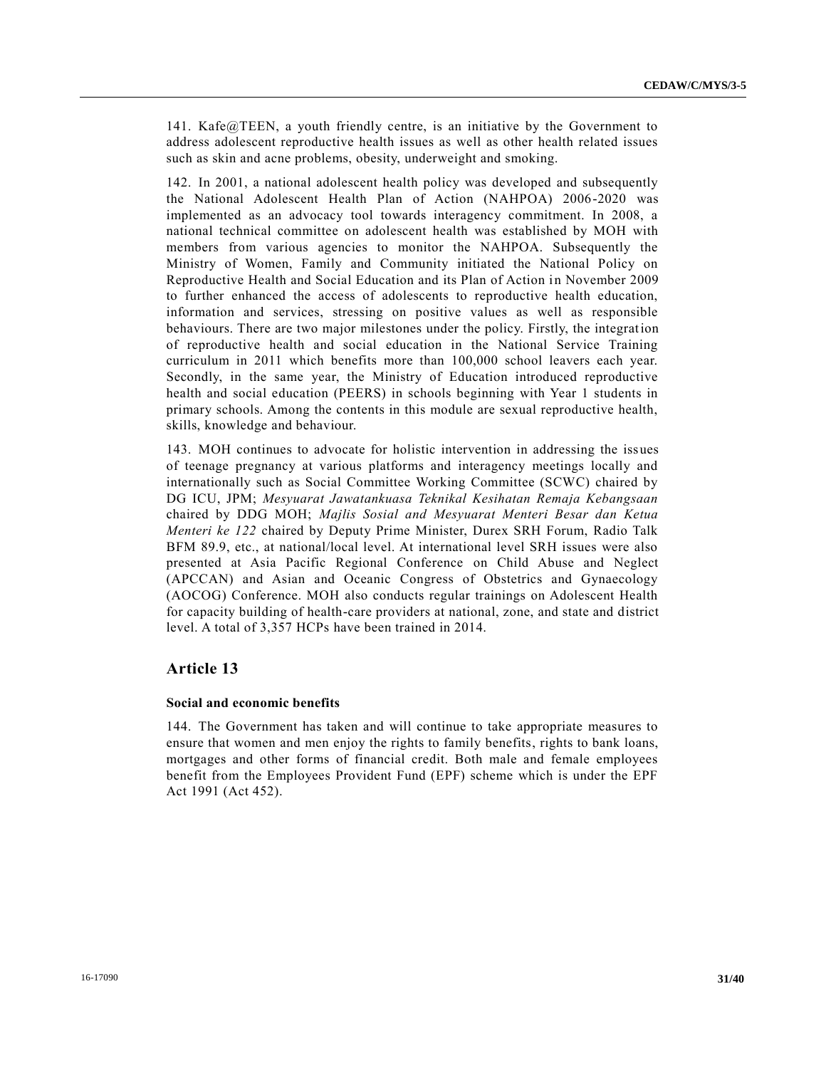141. Kafe@TEEN, a youth friendly centre, is an initiative by the Government to address adolescent reproductive health issues as well as other health related issues such as skin and acne problems, obesity, underweight and smoking.

142. In 2001, a national adolescent health policy was developed and subsequently the National Adolescent Health Plan of Action (NAHPOA) 2006-2020 was implemented as an advocacy tool towards interagency commitment. In 2008, a national technical committee on adolescent health was established by MOH with members from various agencies to monitor the NAHPOA. Subsequently the Ministry of Women, Family and Community initiated the National Policy on Reproductive Health and Social Education and its Plan of Action in November 2009 to further enhanced the access of adolescents to reproductive health education, information and services, stressing on positive values as well as responsible behaviours. There are two major milestones under the policy. Firstly, the integration of reproductive health and social education in the National Service Training curriculum in 2011 which benefits more than 100,000 school leavers each year. Secondly, in the same year, the Ministry of Education introduced reproductive health and social education (PEERS) in schools beginning with Year 1 students in primary schools. Among the contents in this module are sexual reproductive health, skills, knowledge and behaviour.

143. MOH continues to advocate for holistic intervention in addressing the issues of teenage pregnancy at various platforms and interagency meetings locally and internationally such as Social Committee Working Committee (SCWC) chaired by DG ICU, JPM; *Mesyuarat Jawatankuasa Teknikal Kesihatan Remaja Kebangsaan* chaired by DDG MOH; *Majlis Sosial and Mesyuarat Menteri Besar dan Ketua Menteri ke 122* chaired by Deputy Prime Minister, Durex SRH Forum, Radio Talk BFM 89.9, etc., at national/local level. At international level SRH issues were also presented at Asia Pacific Regional Conference on Child Abuse and Neglect (APCCAN) and Asian and Oceanic Congress of Obstetrics and Gynaecology (AOCOG) Conference. MOH also conducts regular trainings on Adolescent Health for capacity building of health-care providers at national, zone, and state and district level. A total of 3,357 HCPs have been trained in 2014.

## Article 13

### Social and economic benefits

144. The Government has taken and will continue to take appropriate measures to ensure that women and men enjoy the rights to family benefits, rights to bank loans, mortgages and other forms of financial credit. Both male and female employees benefit from the Employees Provident Fund (EPF) scheme which is under the EPF Act 1991 (Act 452).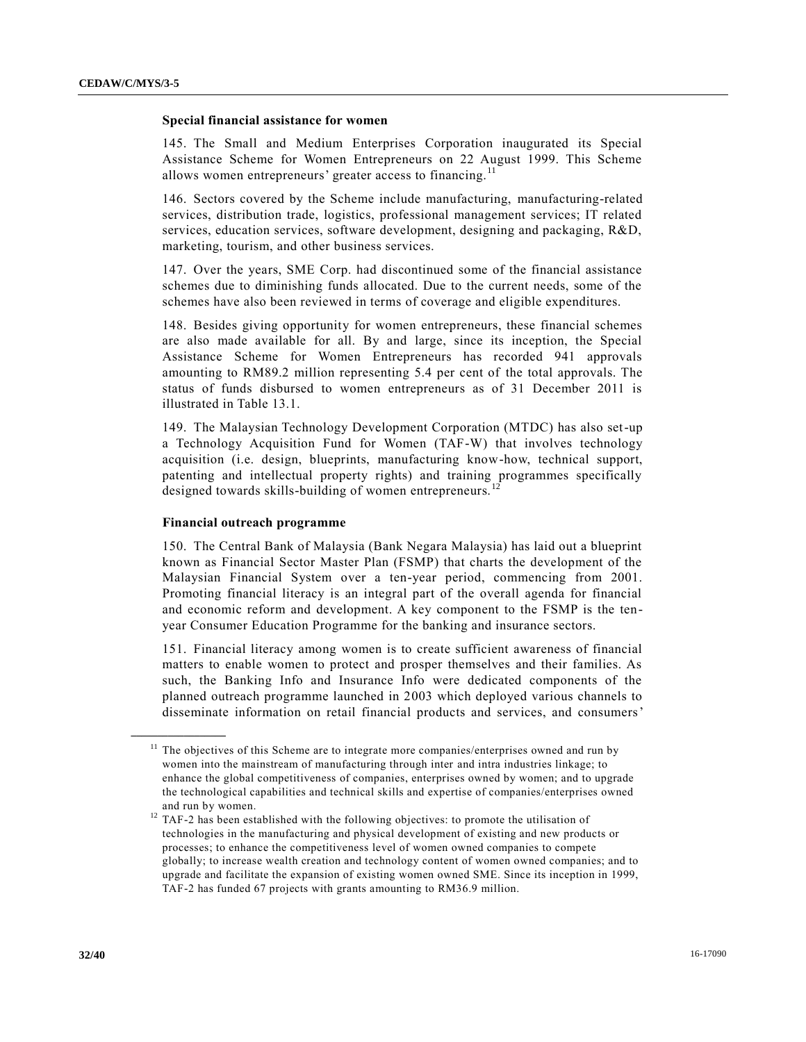### Special financial assistance for women

145. The Small and Medium Enterprises Corporation inaugurated its Special Assistance Scheme for Women Entrepreneurs on 22 August 1999. This Scheme allows women entrepreneurs' greater access to financing.[11]

146. Sectors covered by the Scheme include manufacturing, manufacturing-related services, distribution trade, logistics, professional management services; IT related services, education services, software development, designing and packaging, R&D, marketing, tourism, and other business services.

147. Over the years, SME Corp. had discontinued some of the financial assistance schemes due to diminishing funds allocated. Due to the current needs, some of the schemes have also been reviewed in terms of coverage and eligible expenditures.

148. Besides giving opportunity for women entrepreneurs, these financial schemes are also made available for all. By and large, since its inception, the Special Assistance Scheme for Women Entrepreneurs has recorded 941 approvals amounting to RM89.2 million representing 5.4 per cent of the total approvals. The status of funds disbursed to women entrepreneurs as of 31 December 2011 is illustrated in Table 13.1.

149. The Malaysian Technology Development Corporation (MTDC) has also set-up a Technology Acquisition Fund for Women (TAF-W) that involves technology acquisition (i.e. design, blueprints, manufacturing know-how, technical support, patenting and intellectual property rights) and training programmes specifically designed towards skills-building of women entrepreneurs.[12]

### Financial outreach programme

150. The Central Bank of Malaysia (Bank Negara Malaysia) has laid out a blueprint known as Financial Sector Master Plan (FSMP) that charts the development of the Malaysian Financial System over a ten-year period, commencing from 2001. Promoting financial literacy is an integral part of the overall agenda for financial and economic reform and development. A key component to the FSMP is the ten-year Consumer Education Programme for the banking and insurance sectors.

151. Financial literacy among women is to create sufficient awareness of financial matters to enable women to protect and prosper themselves and their families. As such, the Banking Info and Insurance Info were dedicated components of the planned outreach programme launched in 2003 which deployed various channels to disseminate information on retail financial products and services, and consumers'

---

[11] The objectives of this Scheme are to integrate more companies/enterprises owned and run by women into the mainstream of manufacturing through inter and intra industries linkage; to enhance the global competitiveness of companies, enterprises owned by women; and to upgrade the technological capabilities and technical skills and expertise of companies/enterprises owned and run by women.

[12] TAF-2 has been established with the following objectives: to promote the utilisation of technologies in the manufacturing and physical development of existing and new products or processes; to enhance the competitiveness level of women owned companies to compete globally; to increase wealth creation and technology content of women owned companies; and to upgrade and facilitate the expansion of existing women owned SME. Since its inception in 1999, TAF-2 has funded 67 projects with grants amounting to RM36.9 million.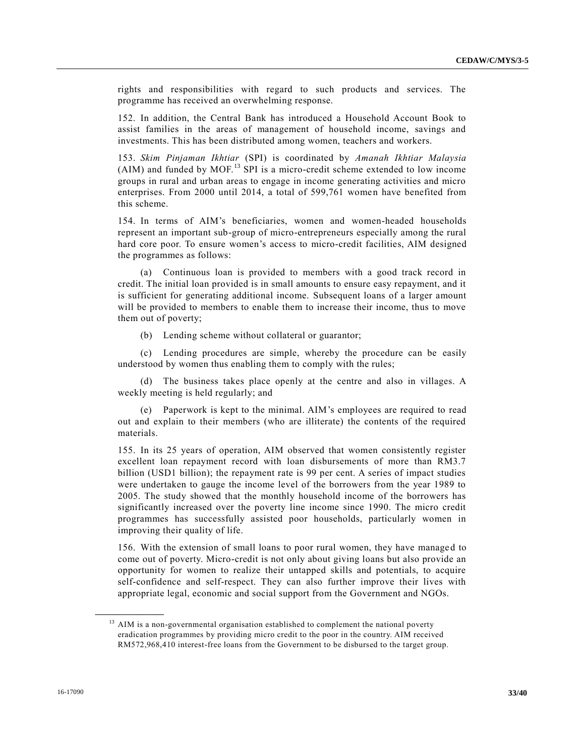rights and responsibilities with regard to such products and services. The programme has received an overwhelming response.

152. In addition, the Central Bank has introduced a Household Account Book to assist families in the areas of management of household income, savings and investments. This has been distributed among women, teachers and workers.

153. *Skim Pinjaman Ikhtiar* (SPI) is coordinated by *Amanah Ikhtiar Malaysia* (AIM) and funded by MOF.[13] SPI is a micro-credit scheme extended to low income groups in rural and urban areas to engage in income generating activities and micro enterprises. From 2000 until 2014, a total of 599,761 women have benefited from this scheme.

154. In terms of AIM's beneficiaries, women and women-headed households represent an important sub-group of micro-entrepreneurs especially among the rural hard core poor. To ensure women's access to micro-credit facilities, AIM designed the programmes as follows:

(a) Continuous loan is provided to members with a good track record in credit. The initial loan provided is in small amounts to ensure easy repayment, and it is sufficient for generating additional income. Subsequent loans of a larger amount will be provided to members to enable them to increase their income, thus to move them out of poverty;

(b) Lending scheme without collateral or guarantor;

(c) Lending procedures are simple, whereby the procedure can be easily understood by women thus enabling them to comply with the rules;

(d) The business takes place openly at the centre and also in villages. A weekly meeting is held regularly; and

(e) Paperwork is kept to the minimal. AIM's employees are required to read out and explain to their members (who are illiterate) the contents of the required materials.

155. In its 25 years of operation, AIM observed that women consistently register excellent loan repayment record with loan disbursements of more than RM3.7 billion (USD1 billion); the repayment rate is 99 per cent. A series of impact studies were undertaken to gauge the income level of the borrowers from the year 1989 to 2005. The study showed that the monthly household income of the borrowers has significantly increased over the poverty line income since 1990. The micro credit programmes has successfully assisted poor households, particularly women in improving their quality of life.

156. With the extension of small loans to poor rural women, they have managed to come out of poverty. Micro-credit is not only about giving loans but also provide an opportunity for women to realize their untapped skills and potentials, to acquire self-confidence and self-respect. They can also further improve their lives with appropriate legal, economic and social support from the Government and NGOs.

---

[13] AIM is a non-governmental organisation established to complement the national poverty eradication programmes by providing micro credit to the poor in the country. AIM received RM572,968,410 interest-free loans from the Government to be disbursed to the target group.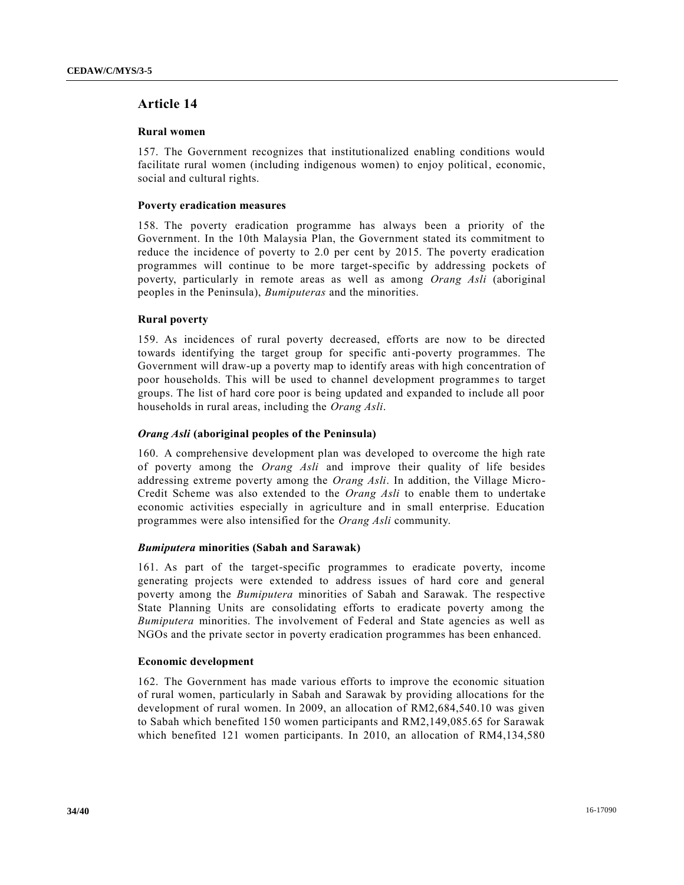## Article 14

### Rural women

157. The Government recognizes that institutionalized enabling conditions would facilitate rural women (including indigenous women) to enjoy political, economic, social and cultural rights.

### Poverty eradication measures

158. The poverty eradication programme has always been a priority of the Government. In the 10th Malaysia Plan, the Government stated its commitment to reduce the incidence of poverty to 2.0 per cent by 2015. The poverty eradication programmes will continue to be more target-specific by addressing pockets of poverty, particularly in remote areas as well as among *Orang Asli* (aboriginal peoples in the Peninsula), *Bumiputeras* and the minorities.

### Rural poverty

159. As incidences of rural poverty decreased, efforts are now to be directed towards identifying the target group for specific anti-poverty programmes. The Government will draw-up a poverty map to identify areas with high concentration of poor households. This will be used to channel development programmes to target groups. The list of hard core poor is being updated and expanded to include all poor households in rural areas, including the *Orang Asli*.

### *Orang Asli* (aboriginal peoples of the Peninsula)

160. A comprehensive development plan was developed to overcome the high rate of poverty among the *Orang Asli* and improve their quality of life besides addressing extreme poverty among the *Orang Asli*. In addition, the Village Micro-Credit Scheme was also extended to the *Orang Asli* to enable them to undertake economic activities especially in agriculture and in small enterprise. Education programmes were also intensified for the *Orang Asli* community.

### *Bumiputera* minorities (Sabah and Sarawak)

161. As part of the target-specific programmes to eradicate poverty, income generating projects were extended to address issues of hard core and general poverty among the *Bumiputera* minorities of Sabah and Sarawak. The respective State Planning Units are consolidating efforts to eradicate poverty among the *Bumiputera* minorities. The involvement of Federal and State agencies as well as NGOs and the private sector in poverty eradication programmes has been enhanced.

### Economic development

162. The Government has made various efforts to improve the economic situation of rural women, particularly in Sabah and Sarawak by providing allocations for the development of rural women. In 2009, an allocation of RM2,684,540.10 was given to Sabah which benefited 150 women participants and RM2,149,085.65 for Sarawak which benefited 121 women participants. In 2010, an allocation of RM4,134,580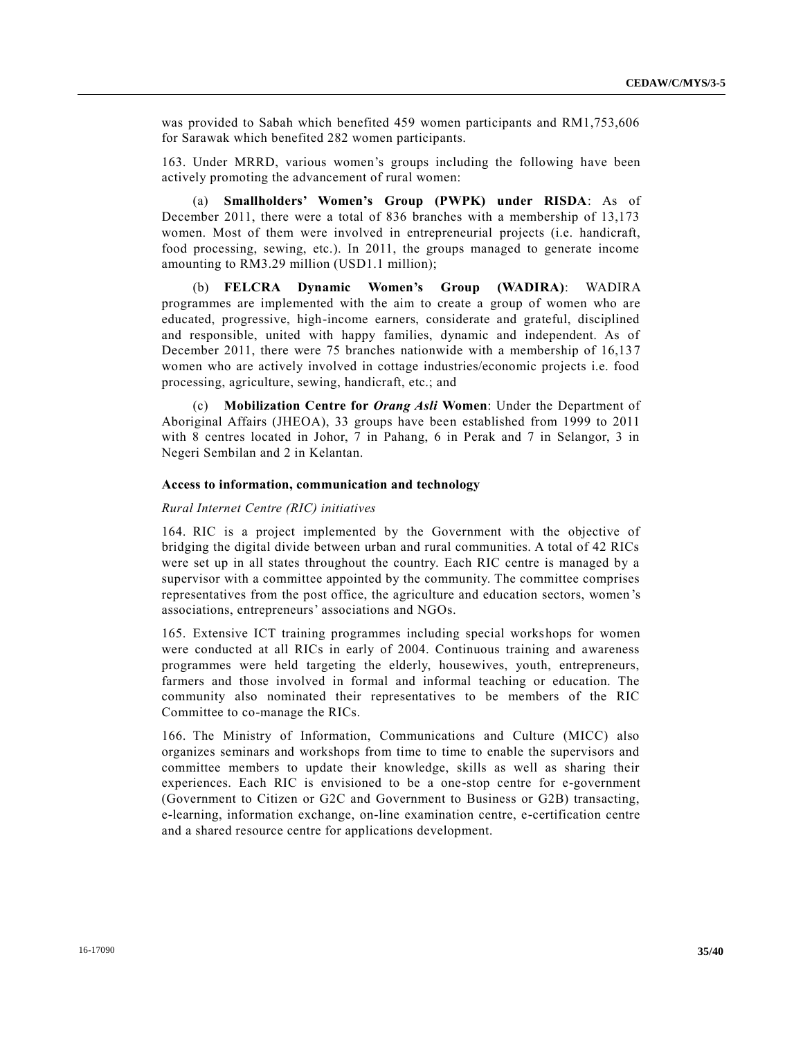was provided to Sabah which benefited 459 women participants and RM1,753,606 for Sarawak which benefited 282 women participants.

163. Under MRRD, various women's groups including the following have been actively promoting the advancement of rural women:

(a) **Smallholders' Women's Group (PWPK) under RISDA**: As of December 2011, there were a total of 836 branches with a membership of 13,173 women. Most of them were involved in entrepreneurial projects (i.e. handicraft, food processing, sewing, etc.). In 2011, the groups managed to generate income amounting to RM3.29 million (USD1.1 million);

(b) **FELCRA Dynamic Women's Group (WADIRA)**: WADIRA programmes are implemented with the aim to create a group of women who are educated, progressive, high-income earners, considerate and grateful, disciplined and responsible, united with happy families, dynamic and independent. As of December 2011, there were 75 branches nationwide with a membership of 16,137 women who are actively involved in cottage industries/economic projects i.e. food processing, agriculture, sewing, handicraft, etc.; and

(c) **Mobilization Centre for *Orang Asli* Women**: Under the Department of Aboriginal Affairs (JHEOA), 33 groups have been established from 1999 to 2011 with 8 centres located in Johor, 7 in Pahang, 6 in Perak and 7 in Selangor, 3 in Negeri Sembilan and 2 in Kelantan.

#### Access to information, communication and technology

*Rural Internet Centre (RIC) initiatives*

164. RIC is a project implemented by the Government with the objective of bridging the digital divide between urban and rural communities. A total of 42 RICs were set up in all states throughout the country. Each RIC centre is managed by a supervisor with a committee appointed by the community. The committee comprises representatives from the post office, the agriculture and education sectors, women's associations, entrepreneurs' associations and NGOs.

165. Extensive ICT training programmes including special workshops for women were conducted at all RICs in early of 2004. Continuous training and awareness programmes were held targeting the elderly, housewives, youth, entrepreneurs, farmers and those involved in formal and informal teaching or education. The community also nominated their representatives to be members of the RIC Committee to co-manage the RICs.

166. The Ministry of Information, Communications and Culture (MICC) also organizes seminars and workshops from time to time to enable the supervisors and committee members to update their knowledge, skills as well as sharing their experiences. Each RIC is envisioned to be a one-stop centre for e-government (Government to Citizen or G2C and Government to Business or G2B) transacting, e-learning, information exchange, on-line examination centre, e-certification centre and a shared resource centre for applications development.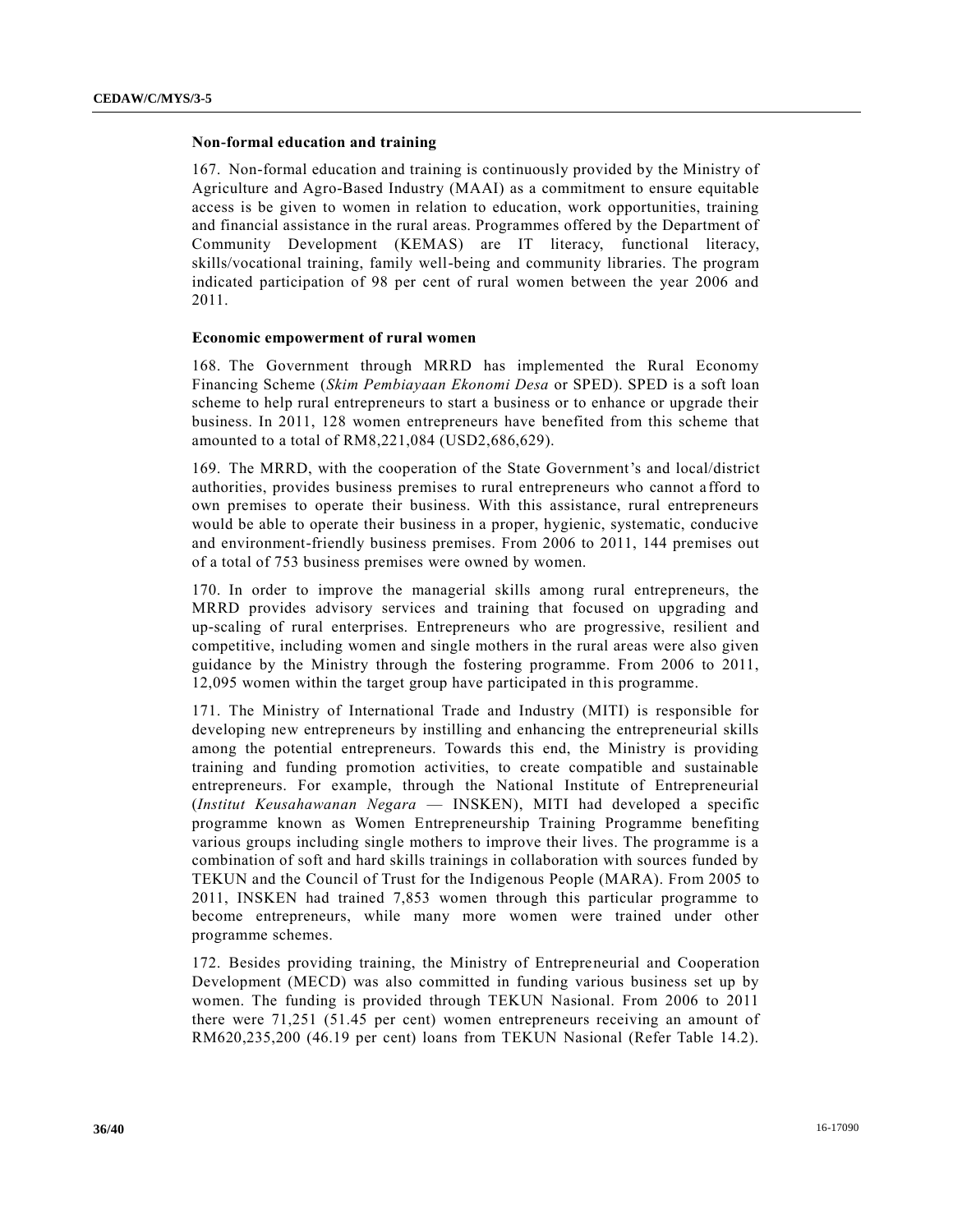**Non-formal education and training**

167. Non-formal education and training is continuously provided by the Ministry of Agriculture and Agro-Based Industry (MAAI) as a commitment to ensure equitable access is be given to women in relation to education, work opportunities, training and financial assistance in the rural areas. Programmes offered by the Department of Community Development (KEMAS) are IT literacy, functional literacy, skills/vocational training, family well-being and community libraries. The program indicated participation of 98 per cent of rural women between the year 2006 and 2011.

**Economic empowerment of rural women**

168. The Government through MRRD has implemented the Rural Economy Financing Scheme (*Skim Pembiayaan Ekonomi Desa* or SPED). SPED is a soft loan scheme to help rural entrepreneurs to start a business or to enhance or upgrade their business. In 2011, 128 women entrepreneurs have benefited from this scheme that amounted to a total of RM8,221,084 (USD2,686,629).

169. The MRRD, with the cooperation of the State Government's and local/district authorities, provides business premises to rural entrepreneurs who cannot afford to own premises to operate their business. With this assistance, rural entrepreneurs would be able to operate their business in a proper, hygienic, systematic, conducive and environment-friendly business premises. From 2006 to 2011, 144 premises out of a total of 753 business premises were owned by women.

170. In order to improve the managerial skills among rural entrepreneurs, the MRRD provides advisory services and training that focused on upgrading and up-scaling of rural enterprises. Entrepreneurs who are progressive, resilient and competitive, including women and single mothers in the rural areas were also given guidance by the Ministry through the fostering programme. From 2006 to 2011, 12,095 women within the target group have participated in this programme.

171. The Ministry of International Trade and Industry (MITI) is responsible for developing new entrepreneurs by instilling and enhancing the entrepreneurial skills among the potential entrepreneurs. Towards this end, the Ministry is providing training and funding promotion activities, to create compatible and sustainable entrepreneurs. For example, through the National Institute of Entrepreneurial (*Institut Keusahawanan Negara* — INSKEN), MITI had developed a specific programme known as Women Entrepreneurship Training Programme benefiting various groups including single mothers to improve their lives. The programme is a combination of soft and hard skills trainings in collaboration with sources funded by TEKUN and the Council of Trust for the Indigenous People (MARA). From 2005 to 2011, INSKEN had trained 7,853 women through this particular programme to become entrepreneurs, while many more women were trained under other programme schemes.

172. Besides providing training, the Ministry of Entrepreneurial and Cooperation Development (MECD) was also committed in funding various business set up by women. The funding is provided through TEKUN Nasional. From 2006 to 2011 there were 71,251 (51.45 per cent) women entrepreneurs receiving an amount of RM620,235,200 (46.19 per cent) loans from TEKUN Nasional (Refer Table 14.2).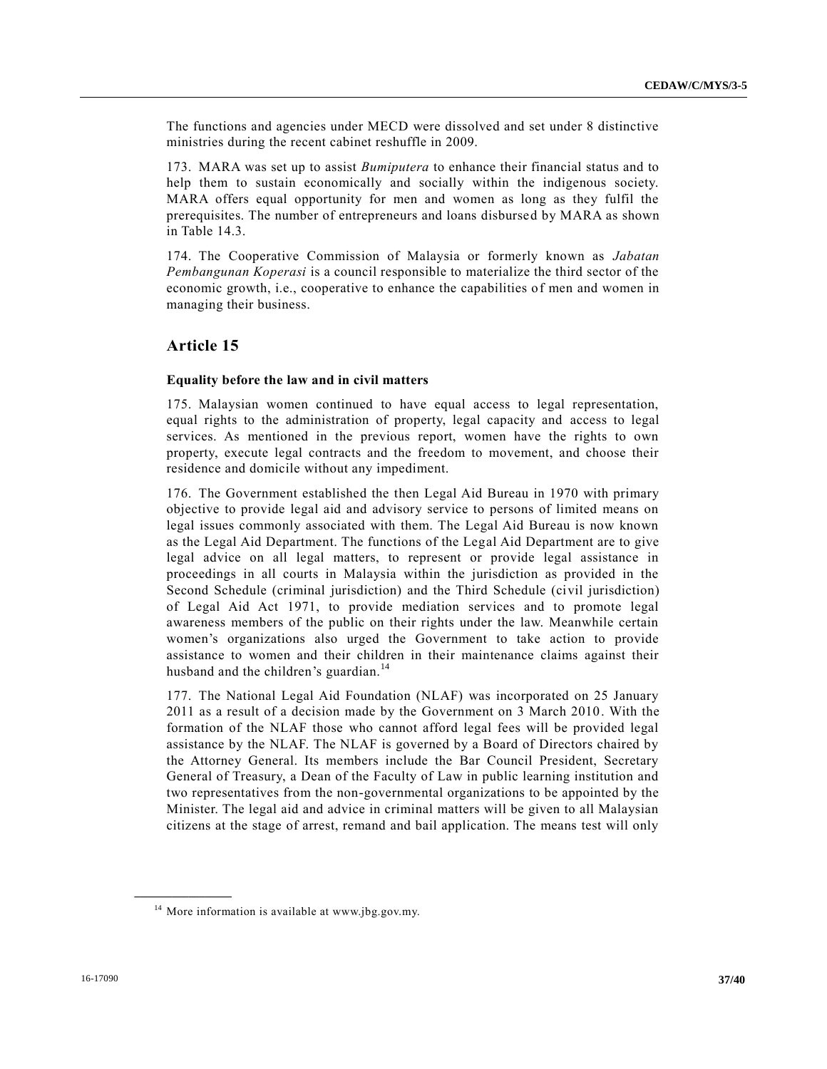The functions and agencies under MECD were dissolved and set under 8 distinctive ministries during the recent cabinet reshuffle in 2009.

173. MARA was set up to assist *Bumiputera* to enhance their financial status and to help them to sustain economically and socially within the indigenous society. MARA offers equal opportunity for men and women as long as they fulfil the prerequisites. The number of entrepreneurs and loans disbursed by MARA as shown in Table 14.3.

174. The Cooperative Commission of Malaysia or formerly known as *Jabatan Pembangunan Koperasi* is a council responsible to materialize the third sector of the economic growth, i.e., cooperative to enhance the capabilities of men and women in managing their business.

## Article 15

### Equality before the law and in civil matters

175. Malaysian women continued to have equal access to legal representation, equal rights to the administration of property, legal capacity and access to legal services. As mentioned in the previous report, women have the rights to own property, execute legal contracts and the freedom to movement, and choose their residence and domicile without any impediment.

176. The Government established the then Legal Aid Bureau in 1970 with primary objective to provide legal aid and advisory service to persons of limited means on legal issues commonly associated with them. The Legal Aid Bureau is now known as the Legal Aid Department. The functions of the Legal Aid Department are to give legal advice on all legal matters, to represent or provide legal assistance in proceedings in all courts in Malaysia within the jurisdiction as provided in the Second Schedule (criminal jurisdiction) and the Third Schedule (civil jurisdiction) of Legal Aid Act 1971, to provide mediation services and to promote legal awareness members of the public on their rights under the law. Meanwhile certain women's organizations also urged the Government to take action to provide assistance to women and their children in their maintenance claims against their husband and the children's guardian.[14]

177. The National Legal Aid Foundation (NLAF) was incorporated on 25 January 2011 as a result of a decision made by the Government on 3 March 2010. With the formation of the NLAF those who cannot afford legal fees will be provided legal assistance by the NLAF. The NLAF is governed by a Board of Directors chaired by the Attorney General. Its members include the Bar Council President, Secretary General of Treasury, a Dean of the Faculty of Law in public learning institution and two representatives from the non-governmental organizations to be appointed by the Minister. The legal aid and advice in criminal matters will be given to all Malaysian citizens at the stage of arrest, remand and bail application. The means test will only

[14] More information is available at www.jbg.gov.my.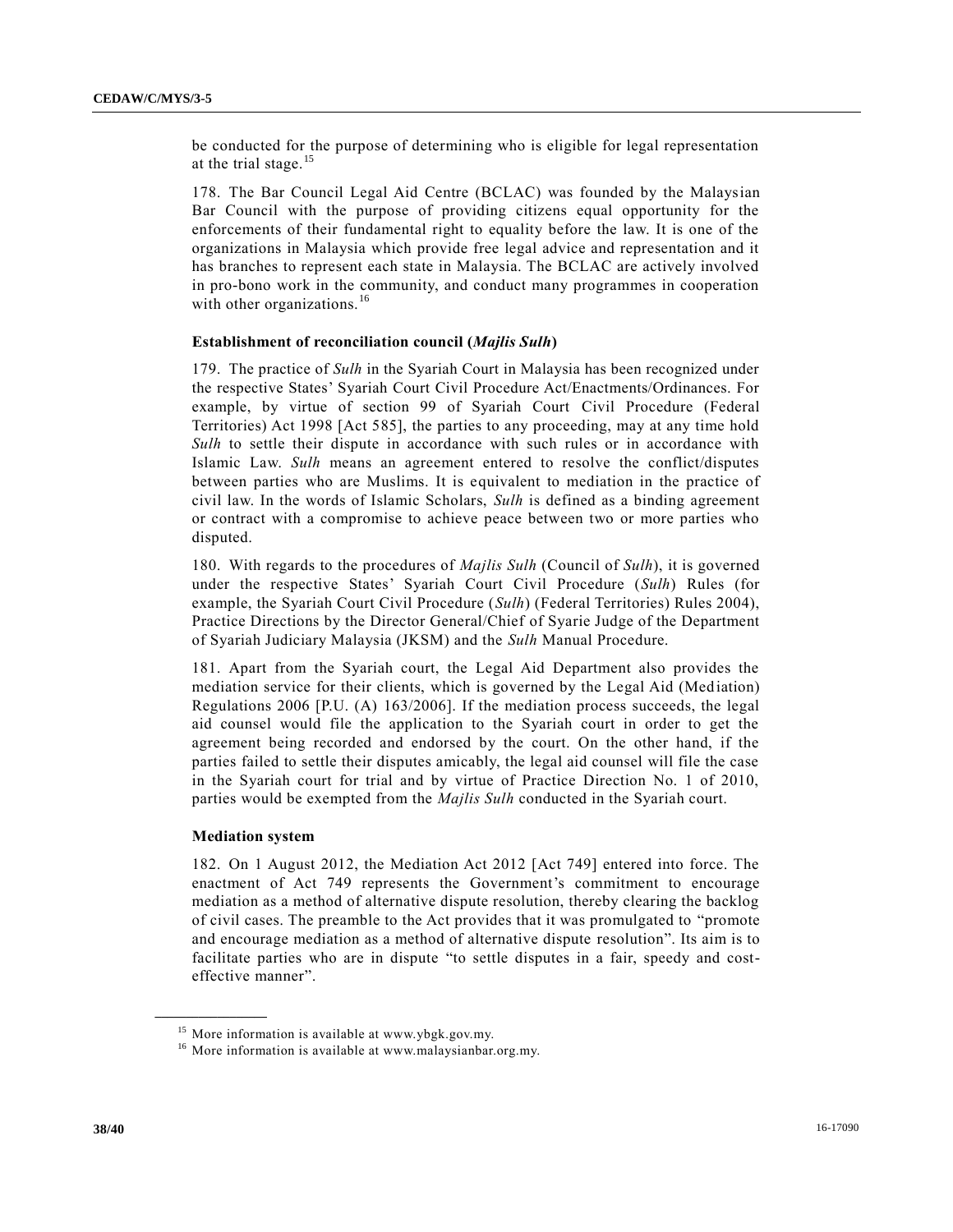be conducted for the purpose of determining who is eligible for legal representation at the trial stage.[15]

178. The Bar Council Legal Aid Centre (BCLAC) was founded by the Malaysian Bar Council with the purpose of providing citizens equal opportunity for the enforcements of their fundamental right to equality before the law. It is one of the organizations in Malaysia which provide free legal advice and representation and it has branches to represent each state in Malaysia. The BCLAC are actively involved in pro-bono work in the community, and conduct many programmes in cooperation with other organizations.[16]

### Establishment of reconciliation council (*Majlis Sulh*)

179. The practice of *Sulh* in the Syariah Court in Malaysia has been recognized under the respective States' Syariah Court Civil Procedure Act/Enactments/Ordinances. For example, by virtue of section 99 of Syariah Court Civil Procedure (Federal Territories) Act 1998 [Act 585], the parties to any proceeding, may at any time hold *Sulh* to settle their dispute in accordance with such rules or in accordance with Islamic Law. *Sulh* means an agreement entered to resolve the conflict/disputes between parties who are Muslims. It is equivalent to mediation in the practice of civil law. In the words of Islamic Scholars, *Sulh* is defined as a binding agreement or contract with a compromise to achieve peace between two or more parties who disputed.

180. With regards to the procedures of *Majlis Sulh* (Council of *Sulh*), it is governed under the respective States' Syariah Court Civil Procedure (*Sulh*) Rules (for example, the Syariah Court Civil Procedure (*Sulh*) (Federal Territories) Rules 2004), Practice Directions by the Director General/Chief of Syarie Judge of the Department of Syariah Judiciary Malaysia (JKSM) and the *Sulh* Manual Procedure.

181. Apart from the Syariah court, the Legal Aid Department also provides the mediation service for their clients, which is governed by the Legal Aid (Mediation) Regulations 2006 [P.U. (A) 163/2006]. If the mediation process succeeds, the legal aid counsel would file the application to the Syariah court in order to get the agreement being recorded and endorsed by the court. On the other hand, if the parties failed to settle their disputes amicably, the legal aid counsel will file the case in the Syariah court for trial and by virtue of Practice Direction No. 1 of 2010, parties would be exempted from the *Majlis Sulh* conducted in the Syariah court.

### Mediation system

182. On 1 August 2012, the Mediation Act 2012 [Act 749] entered into force. The enactment of Act 749 represents the Government's commitment to encourage mediation as a method of alternative dispute resolution, thereby clearing the backlog of civil cases. The preamble to the Act provides that it was promulgated to "promote and encourage mediation as a method of alternative dispute resolution". Its aim is to facilitate parties who are in dispute "to settle disputes in a fair, speedy and cost-effective manner".

---

[15] More information is available at www.ybgk.gov.my.

[16] More information is available at www.malaysianbar.org.my.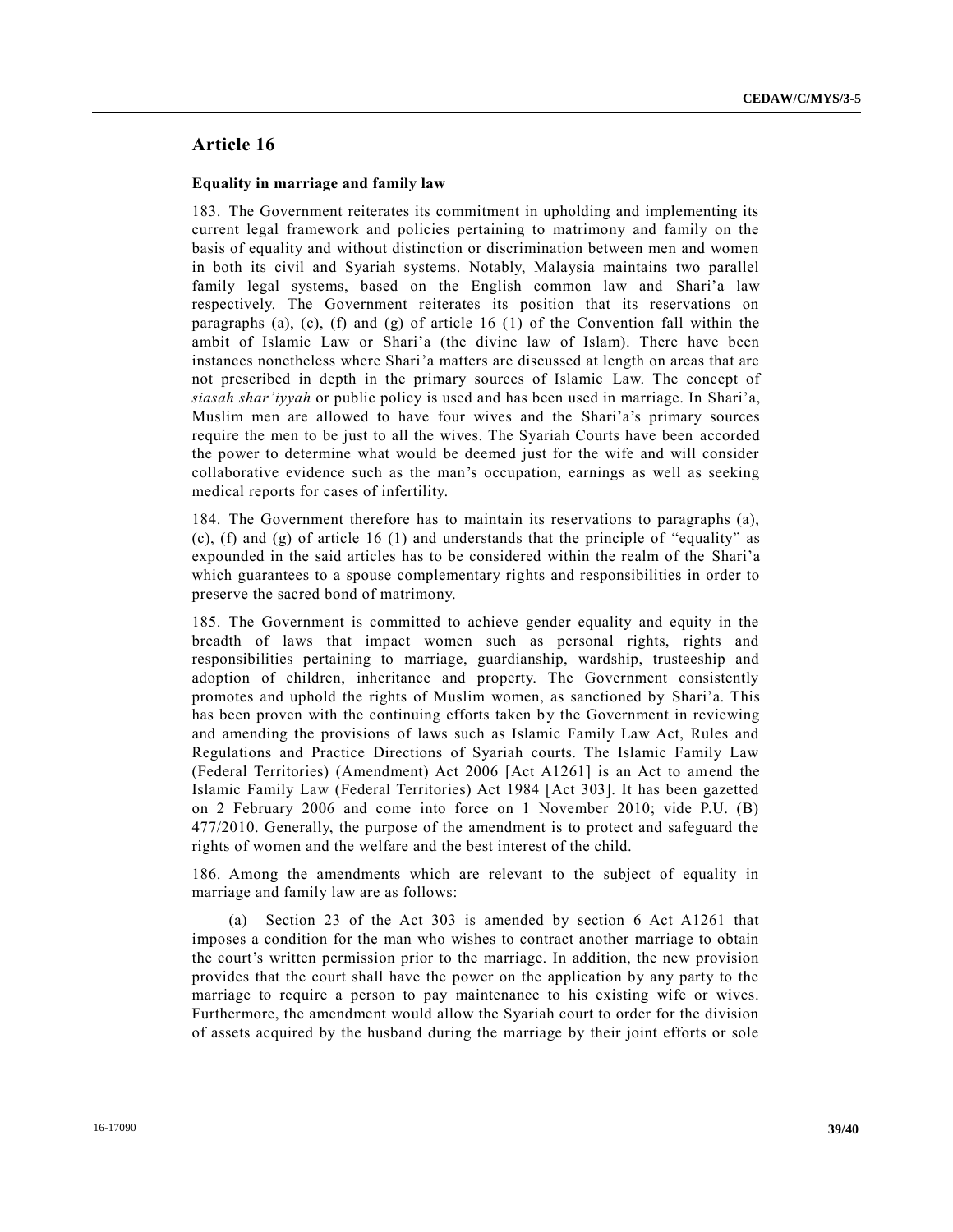## Article 16

### Equality in marriage and family law

183. The Government reiterates its commitment in upholding and implementing its current legal framework and policies pertaining to matrimony and family on the basis of equality and without distinction or discrimination between men and women in both its civil and Syariah systems. Notably, Malaysia maintains two parallel family legal systems, based on the English common law and Shari'a law respectively. The Government reiterates its position that its reservations on paragraphs (a), (c), (f) and (g) of article 16 (1) of the Convention fall within the ambit of Islamic Law or Shari'a (the divine law of Islam). There have been instances nonetheless where Shari'a matters are discussed at length on areas that are not prescribed in depth in the primary sources of Islamic Law. The concept of *siasah shar'iyyah* or public policy is used and has been used in marriage. In Shari'a, Muslim men are allowed to have four wives and the Shari'a's primary sources require the men to be just to all the wives. The Syariah Courts have been accorded the power to determine what would be deemed just for the wife and will consider collaborative evidence such as the man's occupation, earnings as well as seeking medical reports for cases of infertility.

184. The Government therefore has to maintain its reservations to paragraphs (a), (c), (f) and (g) of article 16 (1) and understands that the principle of "equality" as expounded in the said articles has to be considered within the realm of the Shari'a which guarantees to a spouse complementary rights and responsibilities in order to preserve the sacred bond of matrimony.

185. The Government is committed to achieve gender equality and equity in the breadth of laws that impact women such as personal rights, rights and responsibilities pertaining to marriage, guardianship, wardship, trusteeship and adoption of children, inheritance and property. The Government consistently promotes and uphold the rights of Muslim women, as sanctioned by Shari'a. This has been proven with the continuing efforts taken by the Government in reviewing and amending the provisions of laws such as Islamic Family Law Act, Rules and Regulations and Practice Directions of Syariah courts. The Islamic Family Law (Federal Territories) (Amendment) Act 2006 [Act A1261] is an Act to amend the Islamic Family Law (Federal Territories) Act 1984 [Act 303]. It has been gazetted on 2 February 2006 and come into force on 1 November 2010; vide P.U. (B) 477/2010. Generally, the purpose of the amendment is to protect and safeguard the rights of women and the welfare and the best interest of the child.

186. Among the amendments which are relevant to the subject of equality in marriage and family law are as follows:

(a) Section 23 of the Act 303 is amended by section 6 Act A1261 that imposes a condition for the man who wishes to contract another marriage to obtain the court's written permission prior to the marriage. In addition, the new provision provides that the court shall have the power on the application by any party to the marriage to require a person to pay maintenance to his existing wife or wives. Furthermore, the amendment would allow the Syariah court to order for the division of assets acquired by the husband during the marriage by their joint efforts or sole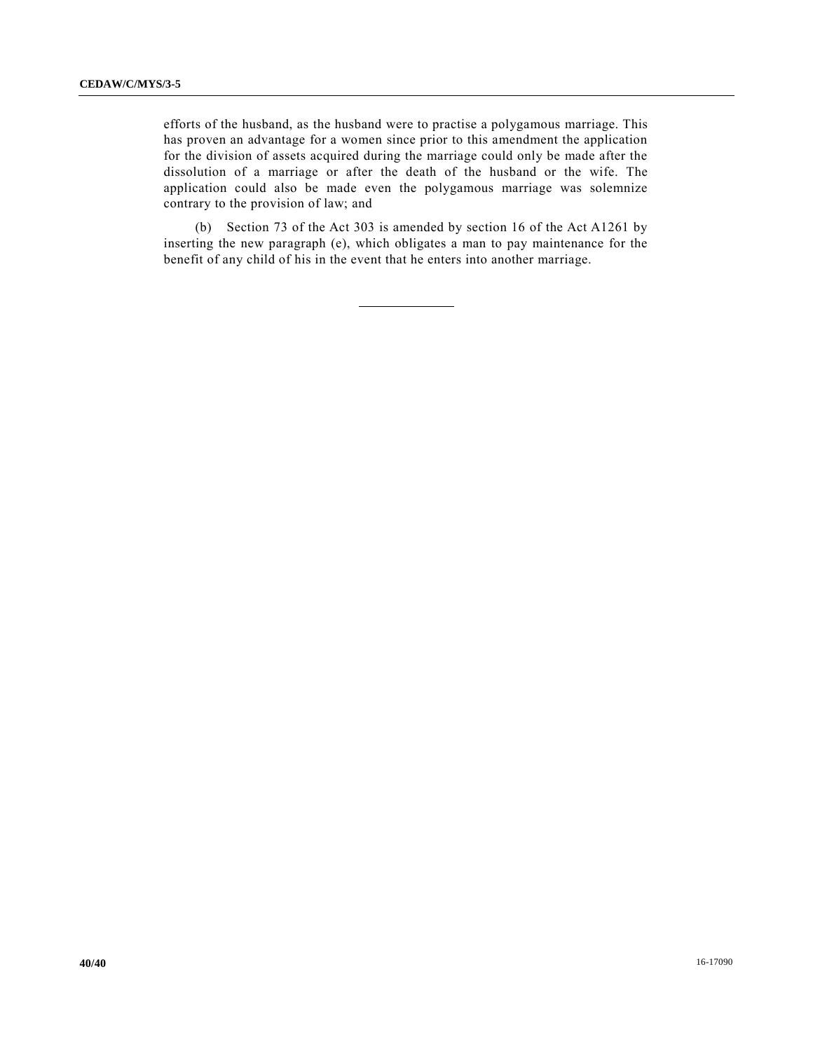efforts of the husband, as the husband were to practise a polygamous marriage. This has proven an advantage for a women since prior to this amendment the application for the division of assets acquired during the marriage could only be made after the dissolution of a marriage or after the death of the husband or the wife. The application could also be made even the polygamous marriage was solemnize contrary to the provision of law; and

(b) Section 73 of the Act 303 is amended by section 16 of the Act A1261 by inserting the new paragraph (e), which obligates a man to pay maintenance for the benefit of any child of his in the event that he enters into another marriage.